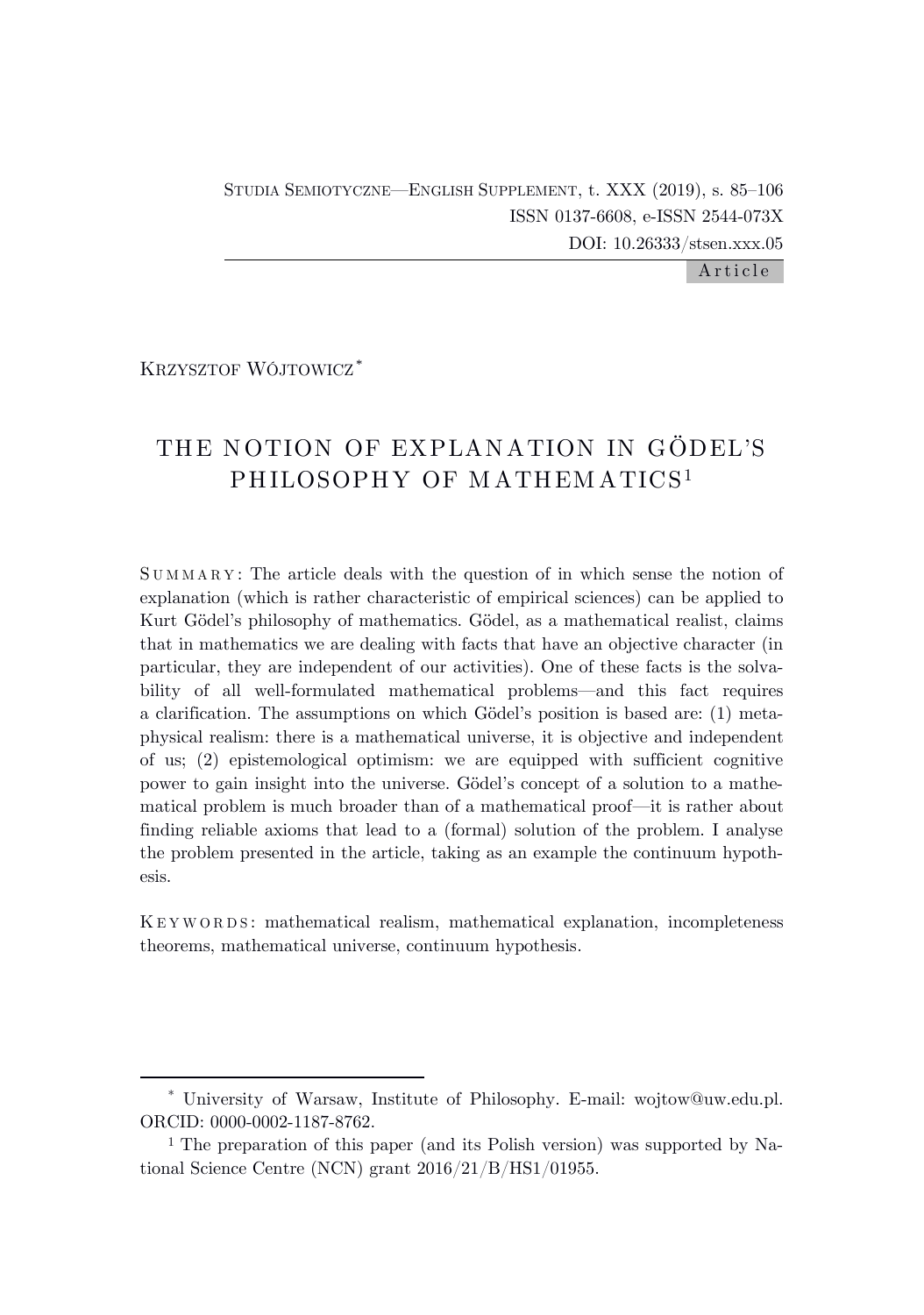Studia Semiotyczne—English Supplement, t. XXX (2019), s. 85–106
ISSN 0137-6608, e-ISSN 2544-073X
DOI: 10.26333/stsen.xxx.05

Article

Krzysztof Wójtowicz*

# THE NOTION OF EXPLANATION IN GÖDEL'S PHILOSOPHY OF MATHEMATICS[1]

Summary: The article deals with the question of in which sense the notion of explanation (which is rather characteristic of empirical sciences) can be applied to Kurt Gödel's philosophy of mathematics. Gödel, as a mathematical realist, claims that in mathematics we are dealing with facts that have an objective character (in particular, they are independent of our activities). One of these facts is the solvability of all well-formulated mathematical problems—and this fact requires a clarification. The assumptions on which Gödel's position is based are: (1) metaphysical realism: there is a mathematical universe, it is objective and independent of us; (2) epistemological optimism: we are equipped with sufficient cognitive power to gain insight into the universe. Gödel's concept of a solution to a mathematical problem is much broader than of a mathematical proof—it is rather about finding reliable axioms that lead to a (formal) solution of the problem. I analyse the problem presented in the article, taking as an example the continuum hypothesis.

Keywords: mathematical realism, mathematical explanation, incompleteness theorems, mathematical universe, continuum hypothesis.

---

* University of Warsaw, Institute of Philosophy. E-mail: wojtow@uw.edu.pl. ORCID: 0000-0002-1187-8762.

[1] The preparation of this paper (and its Polish version) was supported by National Science Centre (NCN) grant 2016/21/B/HS1/01955.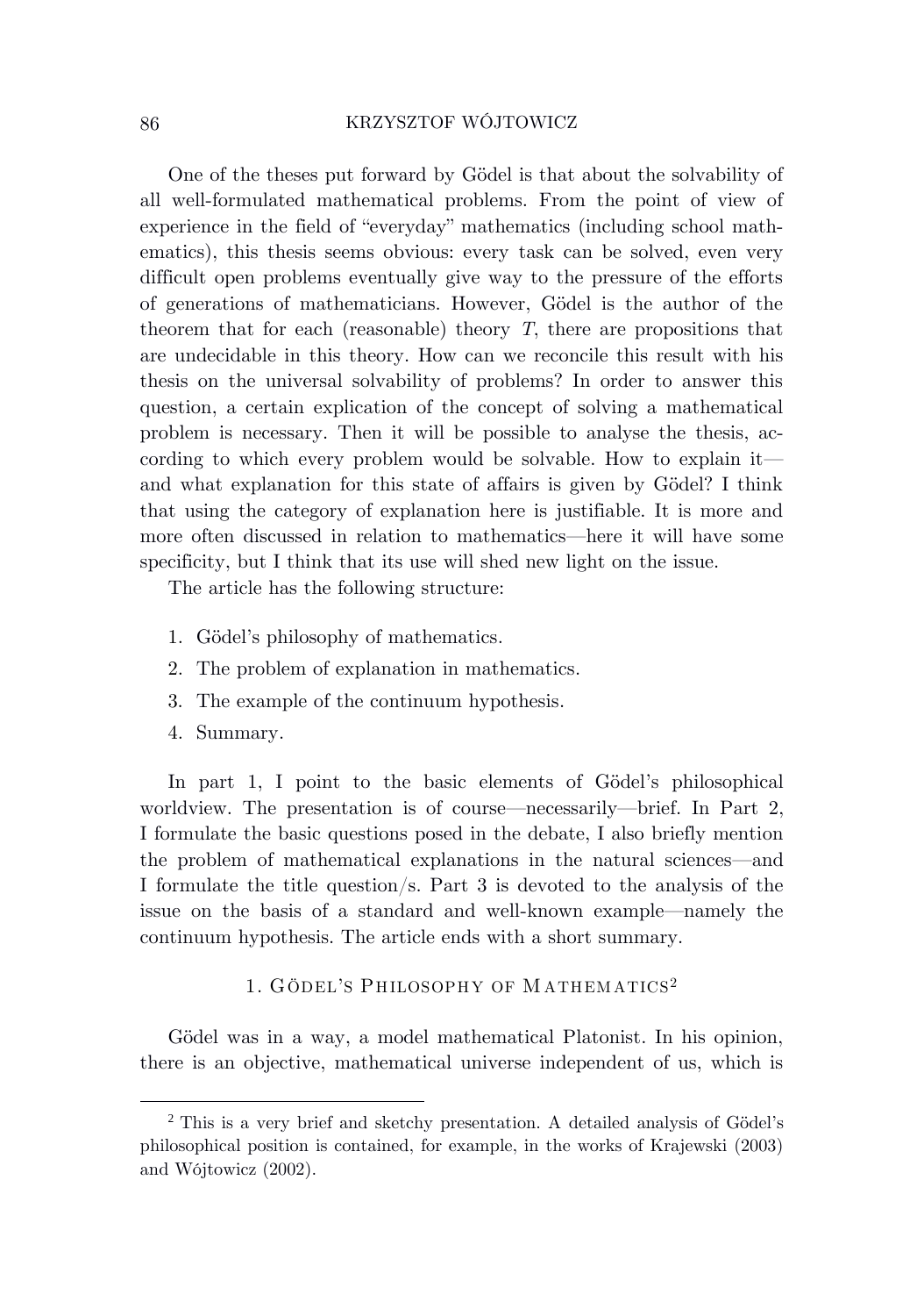One of the theses put forward by Gödel is that about the solvability of all well-formulated mathematical problems. From the point of view of experience in the field of "everyday" mathematics (including school mathematics), this thesis seems obvious: every task can be solved, even very difficult open problems eventually give way to the pressure of the efforts of generations of mathematicians. However, Gödel is the author of the theorem that for each (reasonable) theory $T$, there are propositions that are undecidable in this theory. How can we reconcile this result with his thesis on the universal solvability of problems? In order to answer this question, a certain explication of the concept of solving a mathematical problem is necessary. Then it will be possible to analyse the thesis, according to which every problem would be solvable. How to explain it—and what explanation for this state of affairs is given by Gödel? I think that using the category of explanation here is justifiable. It is more and more often discussed in relation to mathematics—here it will have some specificity, but I think that its use will shed new light on the issue.

The article has the following structure:

1. Gödel's philosophy of mathematics.
2. The problem of explanation in mathematics.
3. The example of the continuum hypothesis.
4. Summary.

In part 1, I point to the basic elements of Gödel's philosophical worldview. The presentation is of course—necessarily—brief. In Part 2, I formulate the basic questions posed in the debate, I also briefly mention the problem of mathematical explanations in the natural sciences—and I formulate the title question/s. Part 3 is devoted to the analysis of the issue on the basis of a standard and well-known example—namely the continuum hypothesis. The article ends with a short summary.

## 1. Gödel's Philosophy of Mathematics[2]

Gödel was in a way, a model mathematical Platonist. In his opinion, there is an objective, mathematical universe independent of us, which is

[2] This is a very brief and sketchy presentation. A detailed analysis of Gödel's philosophical position is contained, for example, in the works of Krajewski (2003) and Wójtowicz (2002).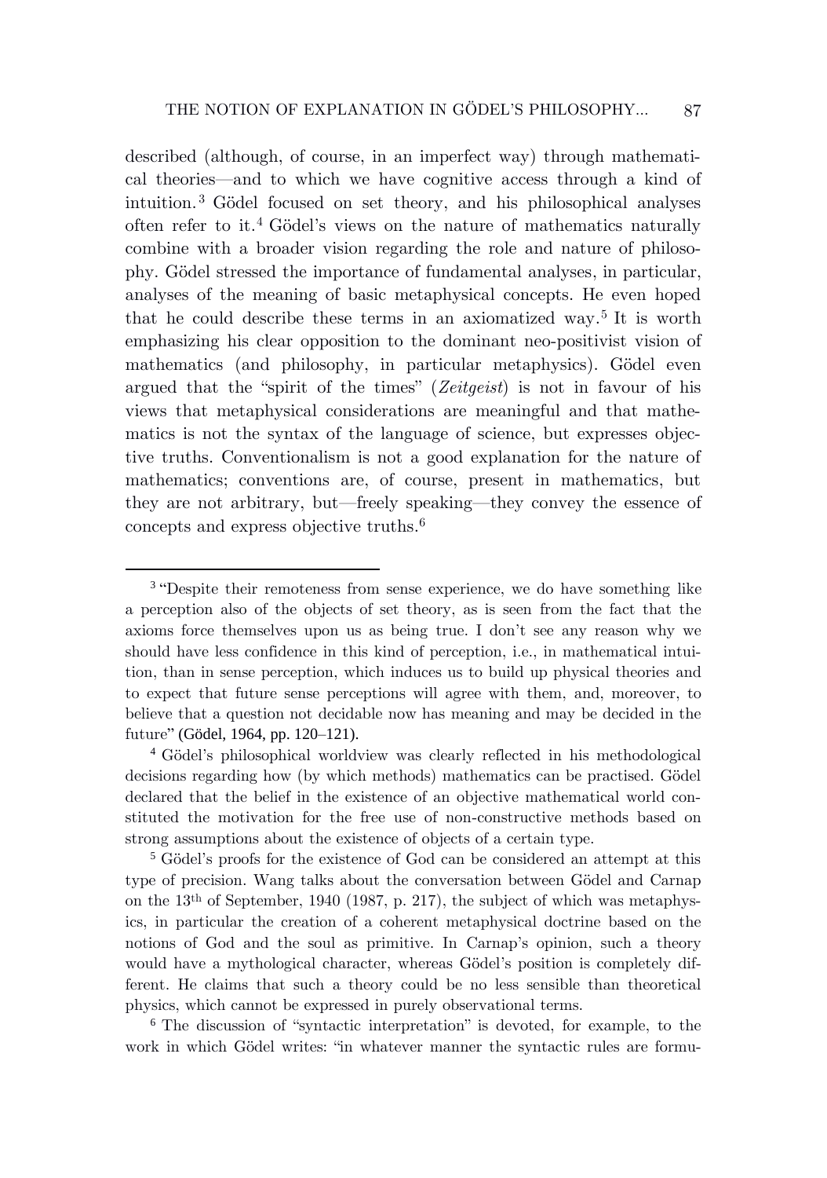described (although, of course, in an imperfect way) through mathematical theories—and to which we have cognitive access through a kind of intuition.[3] Gödel focused on set theory, and his philosophical analyses often refer to it.[4] Gödel's views on the nature of mathematics naturally combine with a broader vision regarding the role and nature of philosophy. Gödel stressed the importance of fundamental analyses, in particular, analyses of the meaning of basic metaphysical concepts. He even hoped that he could describe these terms in an axiomatized way.[5] It is worth emphasizing his clear opposition to the dominant neo-positivist vision of mathematics (and philosophy, in particular metaphysics). Gödel even argued that the "spirit of the times" (*Zeitgeist*) is not in favour of his views that metaphysical considerations are meaningful and that mathematics is not the syntax of the language of science, but expresses objective truths. Conventionalism is not a good explanation for the nature of mathematics; conventions are, of course, present in mathematics, but they are not arbitrary, but—freely speaking—they convey the essence of concepts and express objective truths.[6]

---

[3] "Despite their remoteness from sense experience, we do have something like a perception also of the objects of set theory, as is seen from the fact that the axioms force themselves upon us as being true. I don't see any reason why we should have less confidence in this kind of perception, i.e., in mathematical intuition, than in sense perception, which induces us to build up physical theories and to expect that future sense perceptions will agree with them, and, moreover, to believe that a question not decidable now has meaning and may be decided in the future" (Gödel, 1964, pp. 120–121).

[4] Gödel's philosophical worldview was clearly reflected in his methodological decisions regarding how (by which methods) mathematics can be practised. Gödel declared that the belief in the existence of an objective mathematical world constituted the motivation for the free use of non-constructive methods based on strong assumptions about the existence of objects of a certain type.

[5] Gödel's proofs for the existence of God can be considered an attempt at this type of precision. Wang talks about the conversation between Gödel and Carnap on the 13th of September, 1940 (1987, p. 217), the subject of which was metaphysics, in particular the creation of a coherent metaphysical doctrine based on the notions of God and the soul as primitive. In Carnap's opinion, such a theory would have a mythological character, whereas Gödel's position is completely different. He claims that such a theory could be no less sensible than theoretical physics, which cannot be expressed in purely observational terms.

[6] The discussion of "syntactic interpretation" is devoted, for example, to the work in which Gödel writes: "in whatever manner the syntactic rules are formu-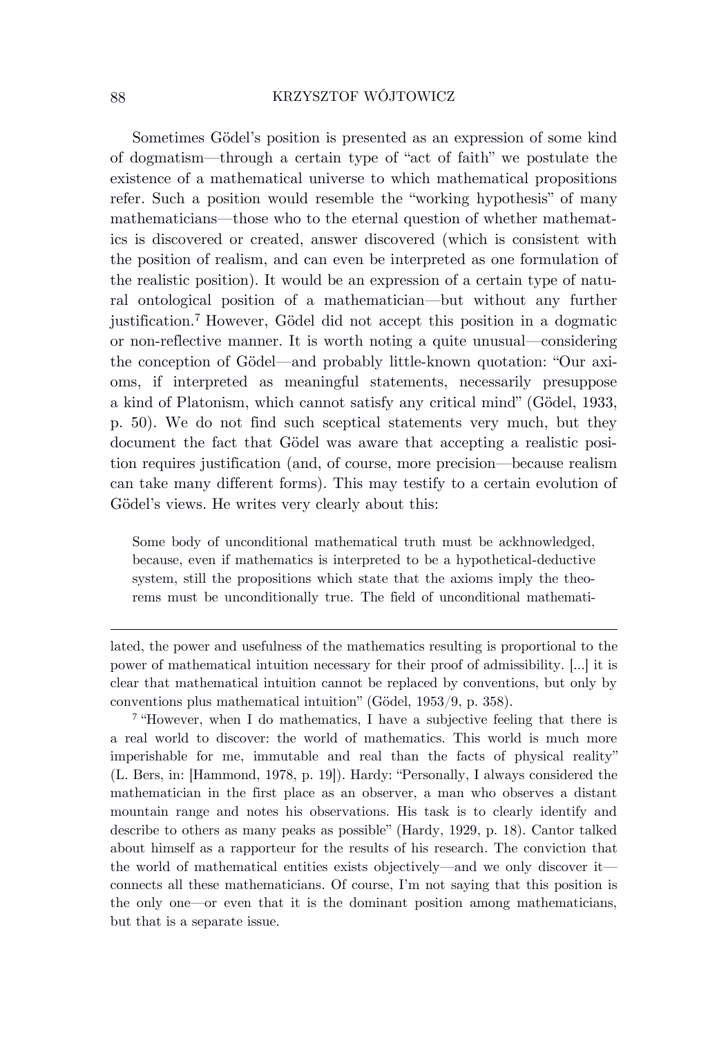Sometimes Gödel's position is presented as an expression of some kind of dogmatism—through a certain type of "act of faith" we postulate the existence of a mathematical universe to which mathematical propositions refer. Such a position would resemble the "working hypothesis" of many mathematicians—those who to the eternal question of whether mathematics is discovered or created, answer discovered (which is consistent with the position of realism, and can even be interpreted as one formulation of the realistic position). It would be an expression of a certain type of natural ontological position of a mathematician—but without any further justification.[7] However, Gödel did not accept this position in a dogmatic or non-reflective manner. It is worth noting a quite unusual—considering the conception of Gödel—and probably little-known quotation: "Our axioms, if interpreted as meaningful statements, necessarily presuppose a kind of Platonism, which cannot satisfy any critical mind" (Gödel, 1933, p. 50). We do not find such sceptical statements very much, but they document the fact that Gödel was aware that accepting a realistic position requires justification (and, of course, more precision—because realism can take many different forms). This may testify to a certain evolution of Gödel's views. He writes very clearly about this:

> Some body of unconditional mathematical truth must be ackhnowledged, because, even if mathematics is interpreted to be a hypothetical-deductive system, still the propositions which state that the axioms imply the theorems must be unconditionally true. The field of unconditional mathemati-

---

lated, the power and usefulness of the mathematics resulting is proportional to the power of mathematical intuition necessary for their proof of admissibility. [...] it is clear that mathematical intuition cannot be replaced by conventions, but only by conventions plus mathematical intuition" (Gödel, 1953/9, p. 358).

[7] "However, when I do mathematics, I have a subjective feeling that there is a real world to discover: the world of mathematics. This world is much more imperishable for me, immutable and real than the facts of physical reality" (L. Bers, in: [Hammond, 1978, p. 19]). Hardy: "Personally, I always considered the mathematician in the first place as an observer, a man who observes a distant mountain range and notes his observations. His task is to clearly identify and describe to others as many peaks as possible" (Hardy, 1929, p. 18). Cantor talked about himself as a rapporteur for the results of his research. The conviction that the world of mathematical entities exists objectively—and we only discover it—connects all these mathematicians. Of course, I'm not saying that this position is the only one—or even that it is the dominant position among mathematicians, but that is a separate issue.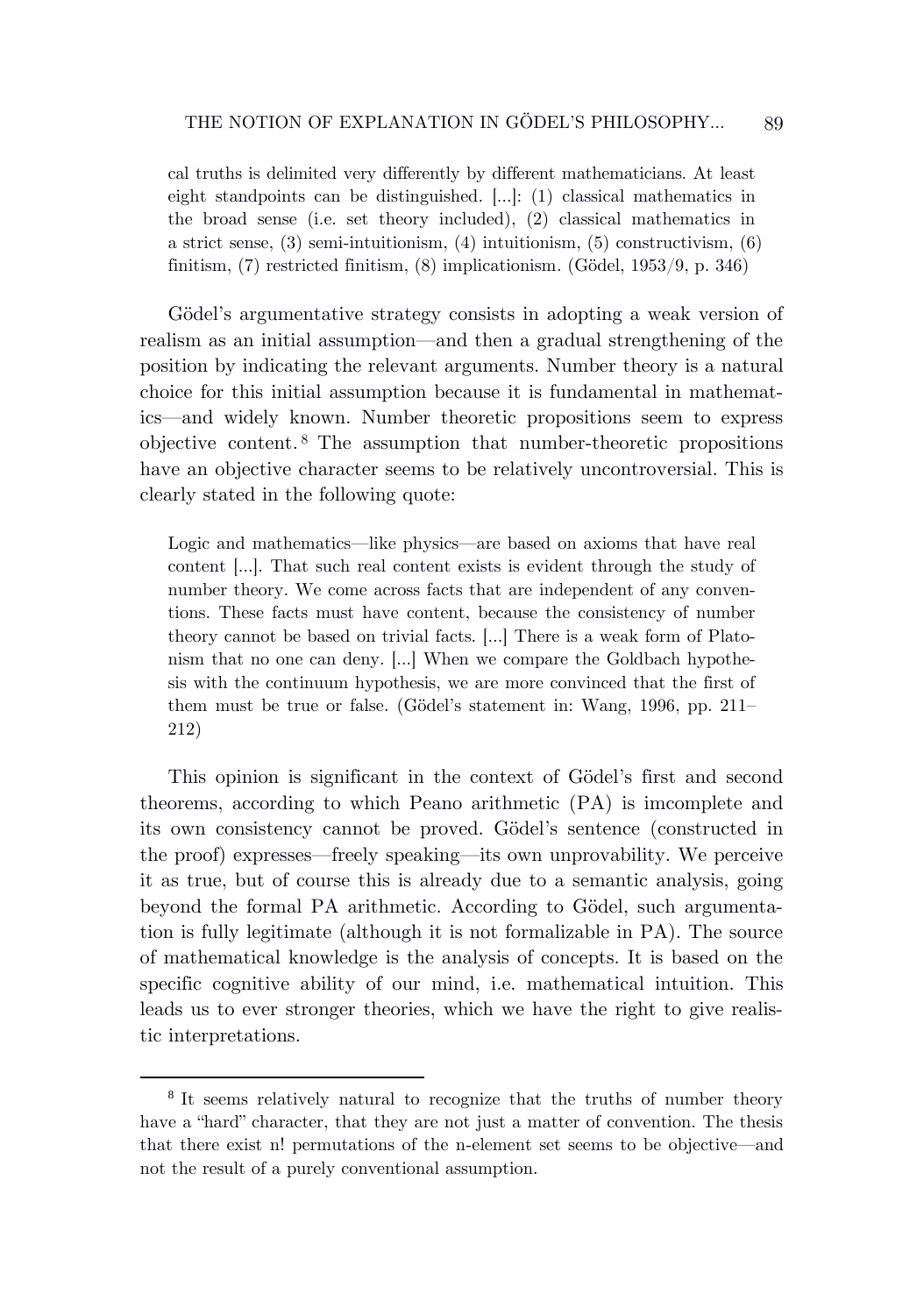> cal truths is delimited very differently by different mathematicians. At least eight standpoints can be distinguished. [...]: (1) classical mathematics in the broad sense (i.e. set theory included), (2) classical mathematics in a strict sense, (3) semi-intuitionism, (4) intuitionism, (5) constructivism, (6) finitism, (7) restricted finitism, (8) implicationism. (Gödel, 1953/9, p. 346)

Gödel's argumentative strategy consists in adopting a weak version of realism as an initial assumption—and then a gradual strengthening of the position by indicating the relevant arguments. Number theory is a natural choice for this initial assumption because it is fundamental in mathematics—and widely known. Number theoretic propositions seem to express objective content.[8] The assumption that number-theoretic propositions have an objective character seems to be relatively uncontroversial. This is clearly stated in the following quote:

> Logic and mathematics—like physics—are based on axioms that have real content [...]. That such real content exists is evident through the study of number theory. We come across facts that are independent of any conventions. These facts must have content, because the consistency of number theory cannot be based on trivial facts. [...] There is a weak form of Platonism that no one can deny. [...] When we compare the Goldbach hypothesis with the continuum hypothesis, we are more convinced that the first of them must be true or false. (Gödel's statement in: Wang, 1996, pp. 211–212)

This opinion is significant in the context of Gödel's first and second theorems, according to which Peano arithmetic (PA) is imcomplete and its own consistency cannot be proved. Gödel's sentence (constructed in the proof) expresses—freely speaking—its own unprovability. We perceive it as true, but of course this is already due to a semantic analysis, going beyond the formal PA arithmetic. According to Gödel, such argumentation is fully legitimate (although it is not formalizable in PA). The source of mathematical knowledge is the analysis of concepts. It is based on the specific cognitive ability of our mind, i.e. mathematical intuition. This leads us to ever stronger theories, which we have the right to give realistic interpretations.

---

[8] It seems relatively natural to recognize that the truths of number theory have a "hard" character, that they are not just a matter of convention. The thesis that there exist $n!$ permutations of the $n$-element set seems to be objective—and not the result of a purely conventional assumption.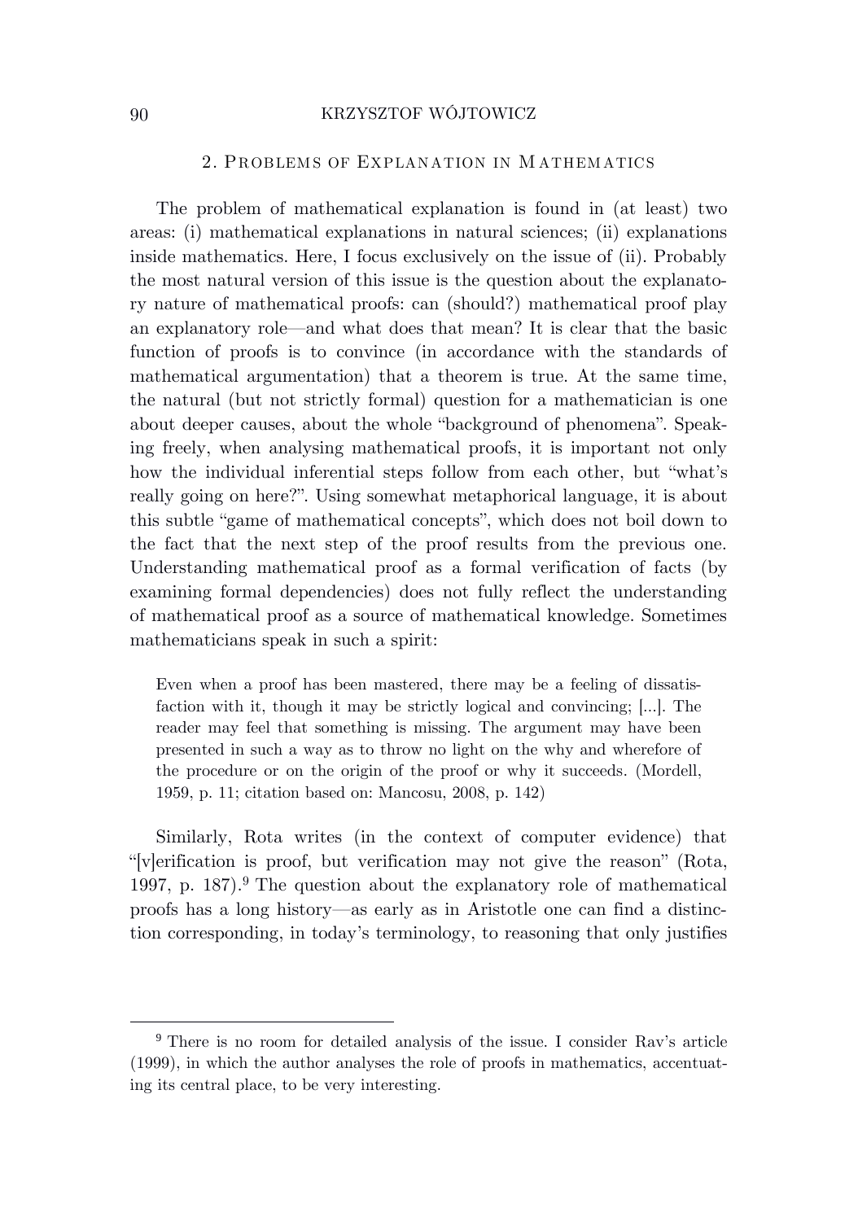## 2. Problems of Explanation in Mathematics

The problem of mathematical explanation is found in (at least) two areas: (i) mathematical explanations in natural sciences; (ii) explanations inside mathematics. Here, I focus exclusively on the issue of (ii). Probably the most natural version of this issue is the question about the explanatory nature of mathematical proofs: can (should?) mathematical proof play an explanatory role—and what does that mean? It is clear that the basic function of proofs is to convince (in accordance with the standards of mathematical argumentation) that a theorem is true. At the same time, the natural (but not strictly formal) question for a mathematician is one about deeper causes, about the whole "background of phenomena". Speaking freely, when analysing mathematical proofs, it is important not only how the individual inferential steps follow from each other, but "what's really going on here?". Using somewhat metaphorical language, it is about this subtle "game of mathematical concepts", which does not boil down to the fact that the next step of the proof results from the previous one. Understanding mathematical proof as a formal verification of facts (by examining formal dependencies) does not fully reflect the understanding of mathematical proof as a source of mathematical knowledge. Sometimes mathematicians speak in such a spirit:

> Even when a proof has been mastered, there may be a feeling of dissatisfaction with it, though it may be strictly logical and convincing; [...]. The reader may feel that something is missing. The argument may have been presented in such a way as to throw no light on the why and wherefore of the procedure or on the origin of the proof or why it succeeds. (Mordell, 1959, p. 11; citation based on: Mancosu, 2008, p. 142)

Similarly, Rota writes (in the context of computer evidence) that "[v]erification is proof, but verification may not give the reason" (Rota, 1997, p. 187).[9] The question about the explanatory role of mathematical proofs has a long history—as early as in Aristotle one can find a distinction corresponding, in today's terminology, to reasoning that only justifies

[9] There is no room for detailed analysis of the issue. I consider Rav's article (1999), in which the author analyses the role of proofs in mathematics, accentuating its central place, to be very interesting.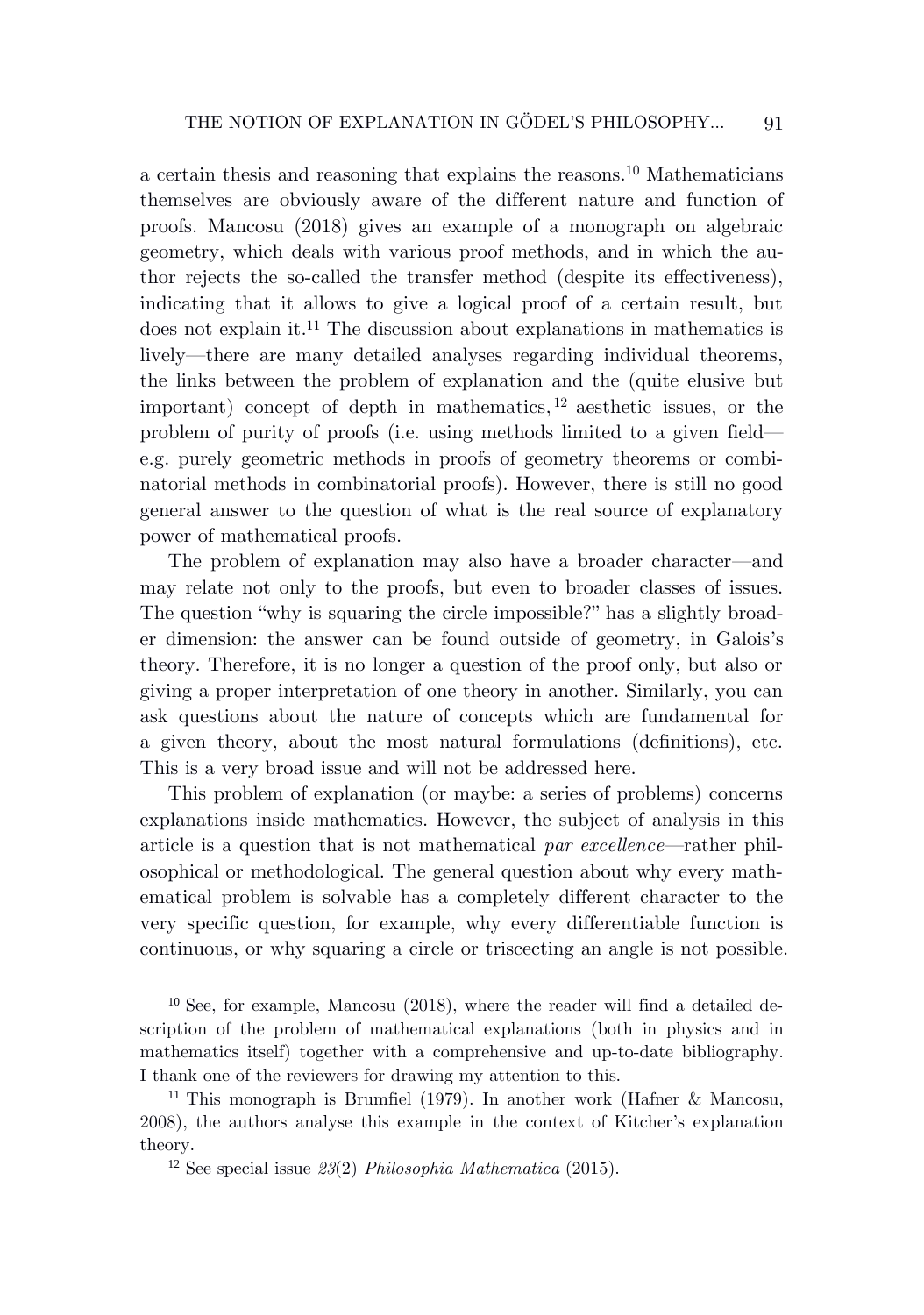a certain thesis and reasoning that explains the reasons.[10] Mathematicians themselves are obviously aware of the different nature and function of proofs. Mancosu (2018) gives an example of a monograph on algebraic geometry, which deals with various proof methods, and in which the author rejects the so-called the transfer method (despite its effectiveness), indicating that it allows to give a logical proof of a certain result, but does not explain it.[11] The discussion about explanations in mathematics is lively—there are many detailed analyses regarding individual theorems, the links between the problem of explanation and the (quite elusive but important) concept of depth in mathematics,[12] aesthetic issues, or the problem of purity of proofs (i.e. using methods limited to a given field—e.g. purely geometric methods in proofs of geometry theorems or combinatorial methods in combinatorial proofs). However, there is still no good general answer to the question of what is the real source of explanatory power of mathematical proofs.

The problem of explanation may also have a broader character—and may relate not only to the proofs, but even to broader classes of issues. The question "why is squaring the circle impossible?" has a slightly broader dimension: the answer can be found outside of geometry, in Galois's theory. Therefore, it is no longer a question of the proof only, but also or giving a proper interpretation of one theory in another. Similarly, you can ask questions about the nature of concepts which are fundamental for a given theory, about the most natural formulations (definitions), etc. This is a very broad issue and will not be addressed here.

This problem of explanation (or maybe: a series of problems) concerns explanations inside mathematics. However, the subject of analysis in this article is a question that is not mathematical *par excellence*—rather philosophical or methodological. The general question about why every mathematical problem is solvable has a completely different character to the very specific question, for example, why every differentiable function is continuous, or why squaring a circle or triscecting an angle is not possible.

---

[10] See, for example, Mancosu (2018), where the reader will find a detailed description of the problem of mathematical explanations (both in physics and in mathematics itself) together with a comprehensive and up-to-date bibliography. I thank one of the reviewers for drawing my attention to this.

[11] This monograph is Brumfiel (1979). In another work (Hafner & Mancosu, 2008), the authors analyse this example in the context of Kitcher's explanation theory.

[12] See special issue *23*(2) *Philosophia Mathematica* (2015).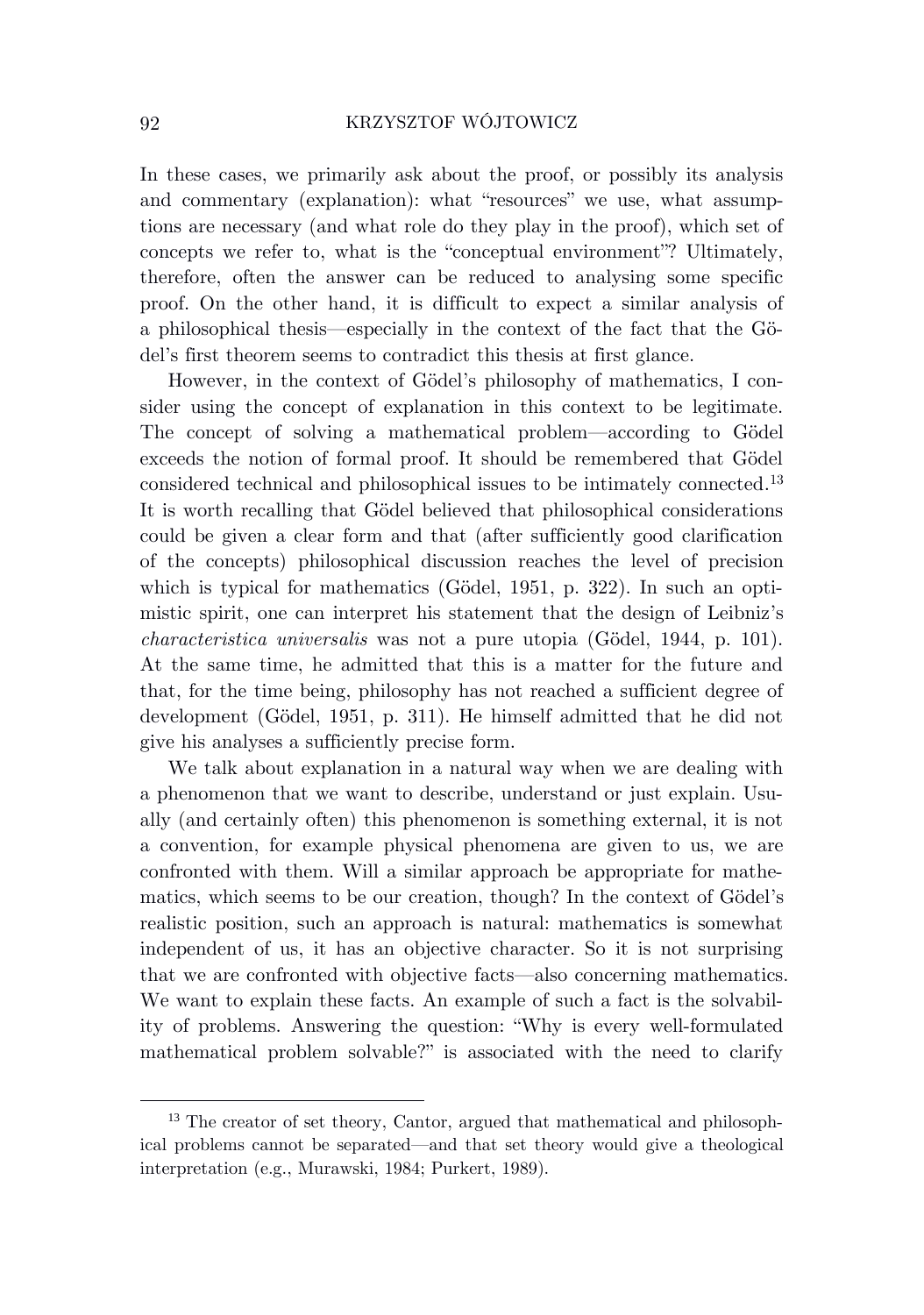In these cases, we primarily ask about the proof, or possibly its analysis and commentary (explanation): what "resources" we use, what assumptions are necessary (and what role do they play in the proof), which set of concepts we refer to, what is the "conceptual environment"? Ultimately, therefore, often the answer can be reduced to analysing some specific proof. On the other hand, it is difficult to expect a similar analysis of a philosophical thesis—especially in the context of the fact that the Gödel's first theorem seems to contradict this thesis at first glance.

However, in the context of Gödel's philosophy of mathematics, I consider using the concept of explanation in this context to be legitimate. The concept of solving a mathematical problem—according to Gödel exceeds the notion of formal proof. It should be remembered that Gödel considered technical and philosophical issues to be intimately connected.[13] It is worth recalling that Gödel believed that philosophical considerations could be given a clear form and that (after sufficiently good clarification of the concepts) philosophical discussion reaches the level of precision which is typical for mathematics (Gödel, 1951, p. 322). In such an optimistic spirit, one can interpret his statement that the design of Leibniz's *characteristica universalis* was not a pure utopia (Gödel, 1944, p. 101). At the same time, he admitted that this is a matter for the future and that, for the time being, philosophy has not reached a sufficient degree of development (Gödel, 1951, p. 311). He himself admitted that he did not give his analyses a sufficiently precise form.

We talk about explanation in a natural way when we are dealing with a phenomenon that we want to describe, understand or just explain. Usually (and certainly often) this phenomenon is something external, it is not a convention, for example physical phenomena are given to us, we are confronted with them. Will a similar approach be appropriate for mathematics, which seems to be our creation, though? In the context of Gödel's realistic position, such an approach is natural: mathematics is somewhat independent of us, it has an objective character. So it is not surprising that we are confronted with objective facts—also concerning mathematics. We want to explain these facts. An example of such a fact is the solvability of problems. Answering the question: "Why is every well-formulated mathematical problem solvable?" is associated with the need to clarify

---

[13] The creator of set theory, Cantor, argued that mathematical and philosophical problems cannot be separated—and that set theory would give a theological interpretation (e.g., Murawski, 1984; Purkert, 1989).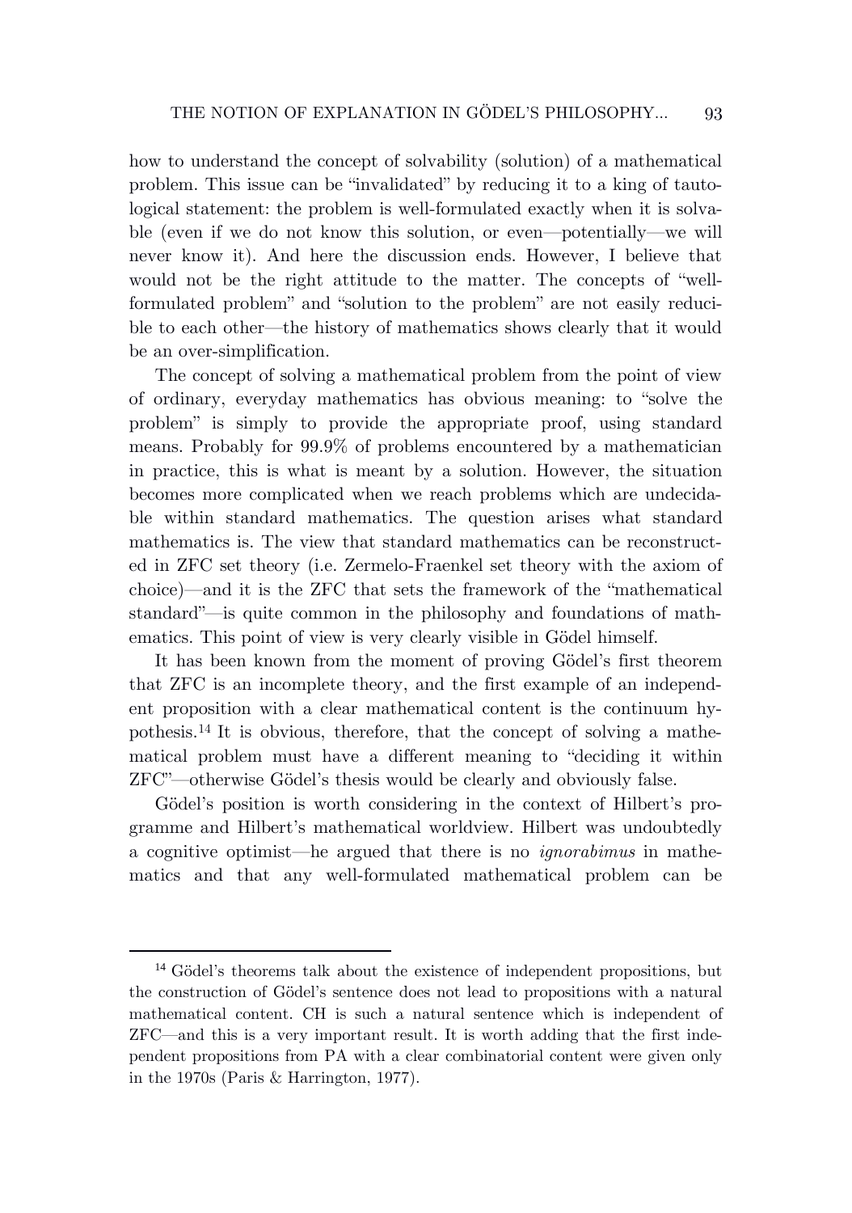how to understand the concept of solvability (solution) of a mathematical problem. This issue can be "invalidated" by reducing it to a king of tautological statement: the problem is well-formulated exactly when it is solvable (even if we do not know this solution, or even—potentially—we will never know it). And here the discussion ends. However, I believe that would not be the right attitude to the matter. The concepts of "well-formulated problem" and "solution to the problem" are not easily reducible to each other—the history of mathematics shows clearly that it would be an over-simplification.

The concept of solving a mathematical problem from the point of view of ordinary, everyday mathematics has obvious meaning: to "solve the problem" is simply to provide the appropriate proof, using standard means. Probably for 99.9% of problems encountered by a mathematician in practice, this is what is meant by a solution. However, the situation becomes more complicated when we reach problems which are undecidable within standard mathematics. The question arises what standard mathematics is. The view that standard mathematics can be reconstructed in ZFC set theory (i.e. Zermelo-Fraenkel set theory with the axiom of choice)—and it is the ZFC that sets the framework of the "mathematical standard"—is quite common in the philosophy and foundations of mathematics. This point of view is very clearly visible in Gödel himself.

It has been known from the moment of proving Gödel's first theorem that ZFC is an incomplete theory, and the first example of an independent proposition with a clear mathematical content is the continuum hypothesis.[14] It is obvious, therefore, that the concept of solving a mathematical problem must have a different meaning to "deciding it within ZFC"—otherwise Gödel's thesis would be clearly and obviously false.

Gödel's position is worth considering in the context of Hilbert's programme and Hilbert's mathematical worldview. Hilbert was undoubtedly a cognitive optimist—he argued that there is no *ignorabimus* in mathematics and that any well-formulated mathematical problem can be

[14] Gödel's theorems talk about the existence of independent propositions, but the construction of Gödel's sentence does not lead to propositions with a natural mathematical content. CH is such a natural sentence which is independent of ZFC—and this is a very important result. It is worth adding that the first independent propositions from PA with a clear combinatorial content were given only in the 1970s (Paris & Harrington, 1977).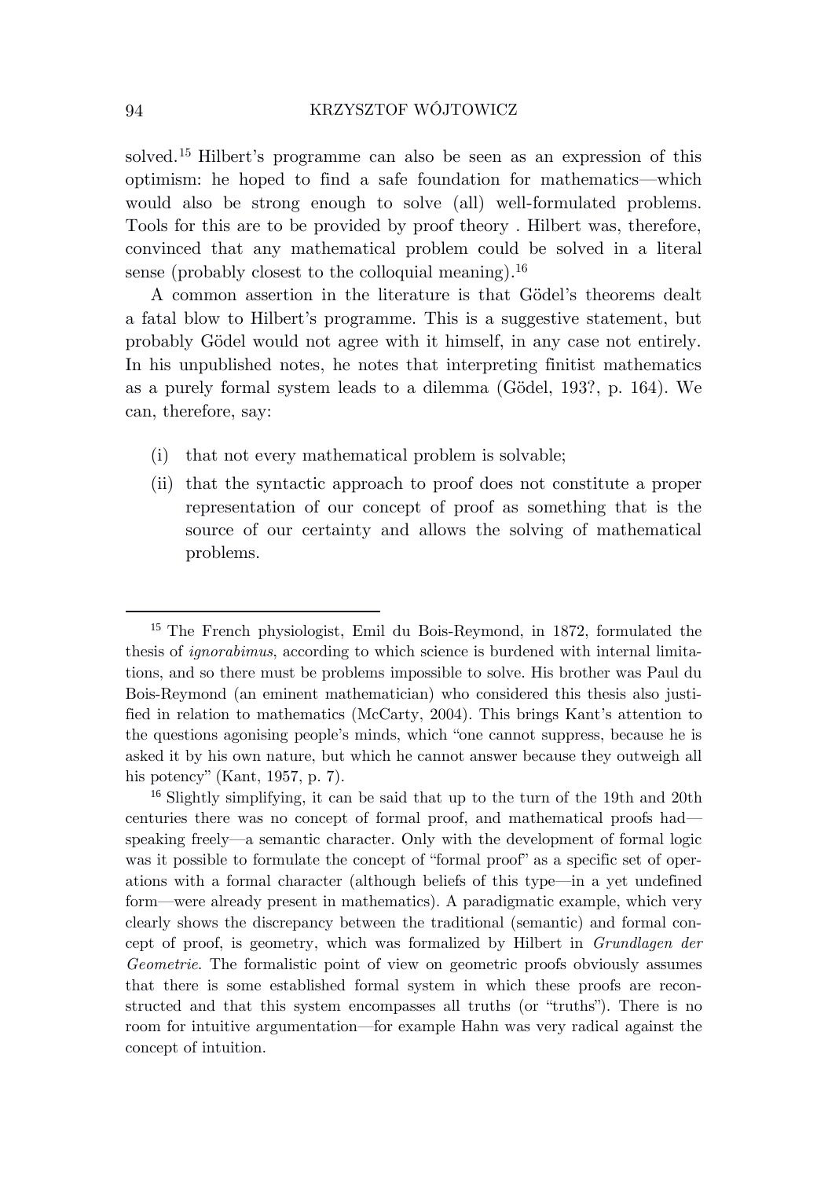solved.[15] Hilbert's programme can also be seen as an expression of this optimism: he hoped to find a safe foundation for mathematics—which would also be strong enough to solve (all) well-formulated problems. Tools for this are to be provided by proof theory . Hilbert was, therefore, convinced that any mathematical problem could be solved in a literal sense (probably closest to the colloquial meaning).[16]

A common assertion in the literature is that Gödel's theorems dealt a fatal blow to Hilbert's programme. This is a suggestive statement, but probably Gödel would not agree with it himself, in any case not entirely. In his unpublished notes, he notes that interpreting finitist mathematics as a purely formal system leads to a dilemma (Gödel, 193?, p. 164). We can, therefore, say:

- (i) that not every mathematical problem is solvable;
- (ii) that the syntactic approach to proof does not constitute a proper representation of our concept of proof as something that is the source of our certainty and allows the solving of mathematical problems.

---

[15] The French physiologist, Emil du Bois-Reymond, in 1872, formulated the thesis of *ignorabimus*, according to which science is burdened with internal limitations, and so there must be problems impossible to solve. His brother was Paul du Bois-Reymond (an eminent mathematician) who considered this thesis also justified in relation to mathematics (McCarty, 2004). This brings Kant's attention to the questions agonising people's minds, which "one cannot suppress, because he is asked it by his own nature, but which he cannot answer because they outweigh all his potency" (Kant, 1957, p. 7).

[16] Slightly simplifying, it can be said that up to the turn of the 19th and 20th centuries there was no concept of formal proof, and mathematical proofs had—speaking freely—a semantic character. Only with the development of formal logic was it possible to formulate the concept of "formal proof" as a specific set of operations with a formal character (although beliefs of this type—in a yet undefined form—were already present in mathematics). A paradigmatic example, which very clearly shows the discrepancy between the traditional (semantic) and formal concept of proof, is geometry, which was formalized by Hilbert in *Grundlagen der Geometrie*. The formalistic point of view on geometric proofs obviously assumes that there is some established formal system in which these proofs are reconstructed and that this system encompasses all truths (or "truths"). There is no room for intuitive argumentation—for example Hahn was very radical against the concept of intuition.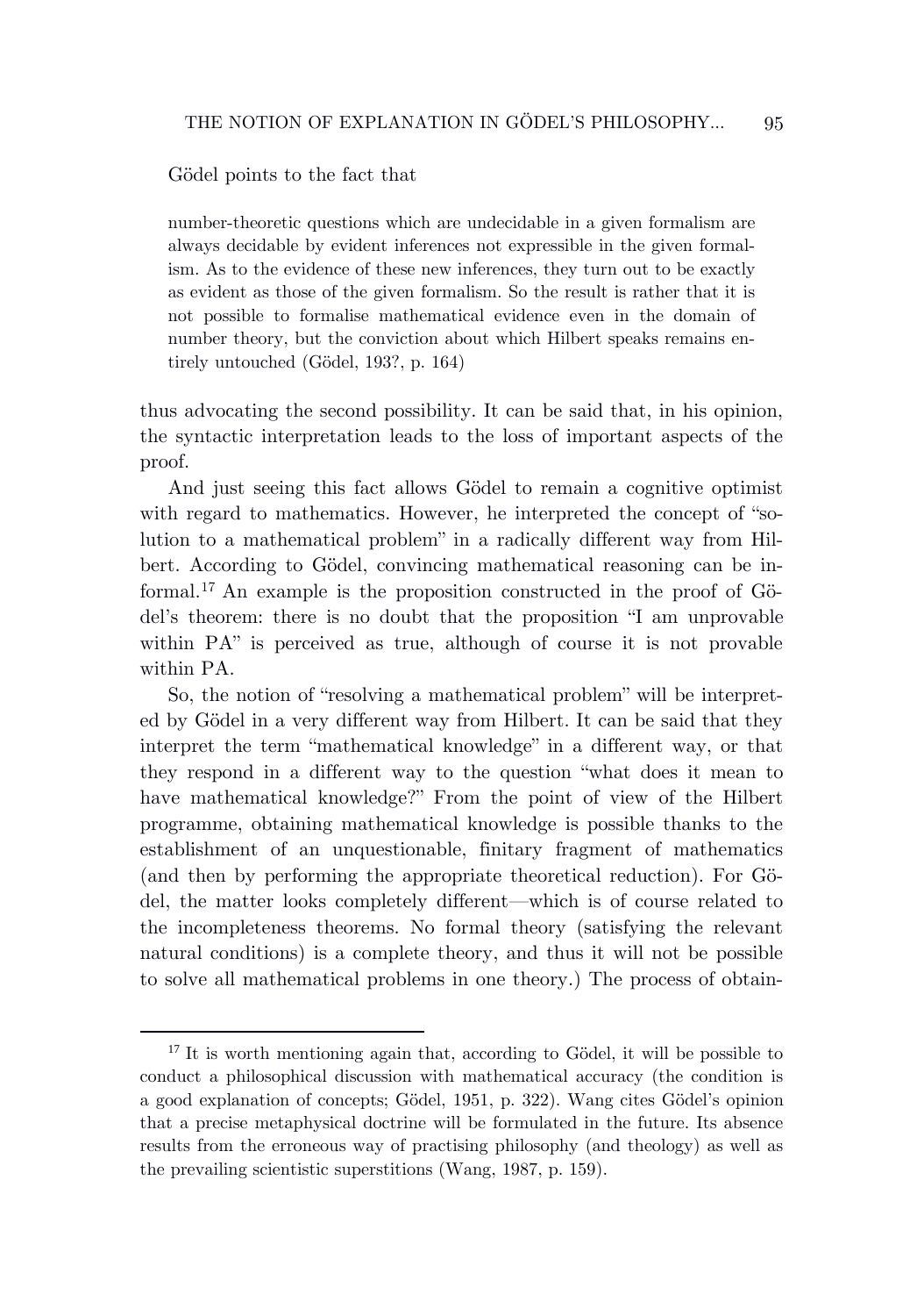Gödel points to the fact that

> number-theoretic questions which are undecidable in a given formalism are always decidable by evident inferences not expressible in the given formalism. As to the evidence of these new inferences, they turn out to be exactly as evident as those of the given formalism. So the result is rather that it is not possible to formalise mathematical evidence even in the domain of number theory, but the conviction about which Hilbert speaks remains entirely untouched (Gödel, 193?, p. 164)

thus advocating the second possibility. It can be said that, in his opinion, the syntactic interpretation leads to the loss of important aspects of the proof.

And just seeing this fact allows Gödel to remain a cognitive optimist with regard to mathematics. However, he interpreted the concept of "solution to a mathematical problem" in a radically different way from Hilbert. According to Gödel, convincing mathematical reasoning can be informal.[17] An example is the proposition constructed in the proof of Gödel's theorem: there is no doubt that the proposition "I am unprovable within PA" is perceived as true, although of course it is not provable within PA.

So, the notion of "resolving a mathematical problem" will be interpreted by Gödel in a very different way from Hilbert. It can be said that they interpret the term "mathematical knowledge" in a different way, or that they respond in a different way to the question "what does it mean to have mathematical knowledge?" From the point of view of the Hilbert programme, obtaining mathematical knowledge is possible thanks to the establishment of an unquestionable, finitary fragment of mathematics (and then by performing the appropriate theoretical reduction). For Gödel, the matter looks completely different—which is of course related to the incompleteness theorems. No formal theory (satisfying the relevant natural conditions) is a complete theory, and thus it will not be possible to solve all mathematical problems in one theory.) The process of obtain-

[17] It is worth mentioning again that, according to Gödel, it will be possible to conduct a philosophical discussion with mathematical accuracy (the condition is a good explanation of concepts; Gödel, 1951, p. 322). Wang cites Gödel's opinion that a precise metaphysical doctrine will be formulated in the future. Its absence results from the erroneous way of practising philosophy (and theology) as well as the prevailing scientistic superstitions (Wang, 1987, p. 159).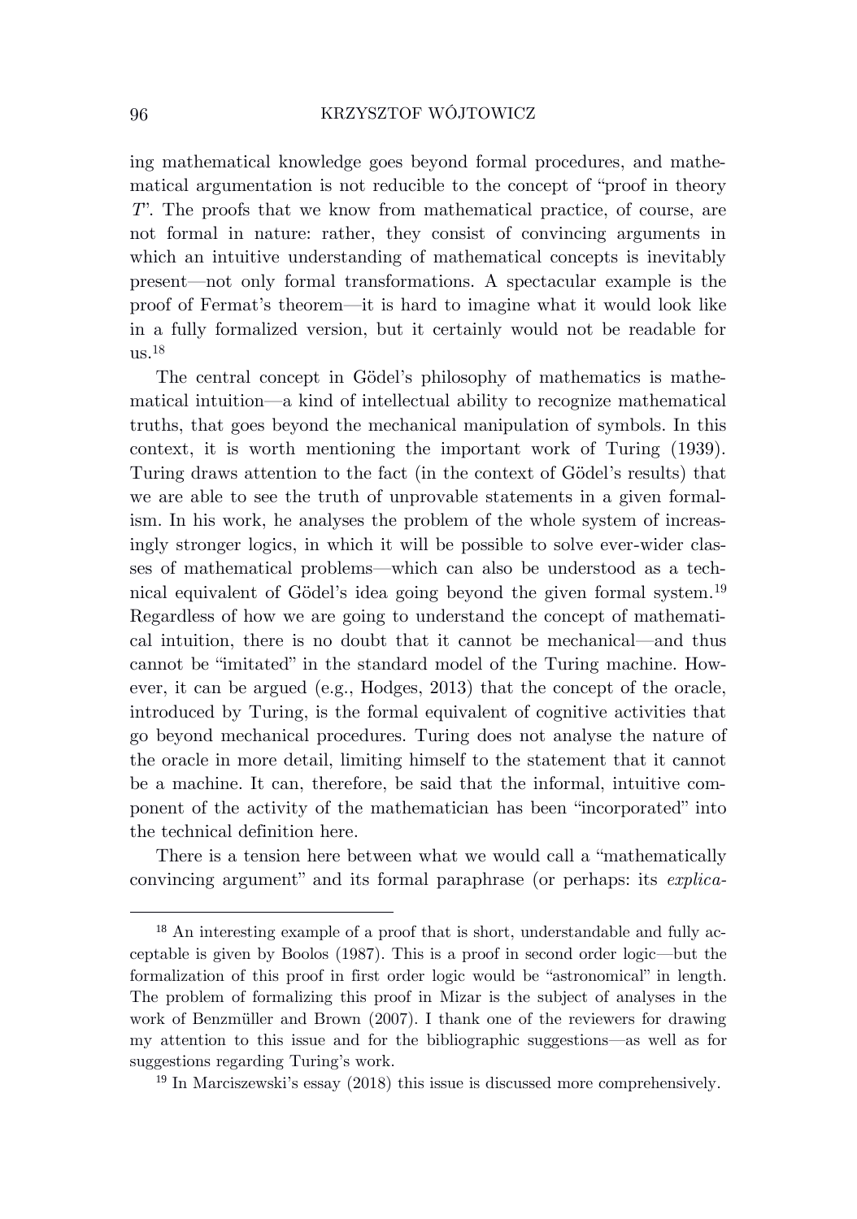ing mathematical knowledge goes beyond formal procedures, and mathematical argumentation is not reducible to the concept of "proof in theory $T$". The proofs that we know from mathematical practice, of course, are not formal in nature: rather, they consist of convincing arguments in which an intuitive understanding of mathematical concepts is inevitably present—not only formal transformations. A spectacular example is the proof of Fermat's theorem—it is hard to imagine what it would look like in a fully formalized version, but it certainly would not be readable for us.[18]

The central concept in Gödel's philosophy of mathematics is mathematical intuition—a kind of intellectual ability to recognize mathematical truths, that goes beyond the mechanical manipulation of symbols. In this context, it is worth mentioning the important work of Turing (1939). Turing draws attention to the fact (in the context of Gödel's results) that we are able to see the truth of unprovable statements in a given formalism. In his work, he analyses the problem of the whole system of increasingly stronger logics, in which it will be possible to solve ever-wider classes of mathematical problems—which can also be understood as a technical equivalent of Gödel's idea going beyond the given formal system.[19] Regardless of how we are going to understand the concept of mathematical intuition, there is no doubt that it cannot be mechanical—and thus cannot be "imitated" in the standard model of the Turing machine. However, it can be argued (e.g., Hodges, 2013) that the concept of the oracle, introduced by Turing, is the formal equivalent of cognitive activities that go beyond mechanical procedures. Turing does not analyse the nature of the oracle in more detail, limiting himself to the statement that it cannot be a machine. It can, therefore, be said that the informal, intuitive component of the activity of the mathematician has been "incorporated" into the technical definition here.

There is a tension here between what we would call a "mathematically convincing argument" and its formal paraphrase (or perhaps: its *explica-*

---

[18] An interesting example of a proof that is short, understandable and fully acceptable is given by Boolos (1987). This is a proof in second order logic—but the formalization of this proof in first order logic would be "astronomical" in length. The problem of formalizing this proof in Mizar is the subject of analyses in the work of Benzmüller and Brown (2007). I thank one of the reviewers for drawing my attention to this issue and for the bibliographic suggestions—as well as for suggestions regarding Turing's work.

[19] In Marciszewski's essay (2018) this issue is discussed more comprehensively.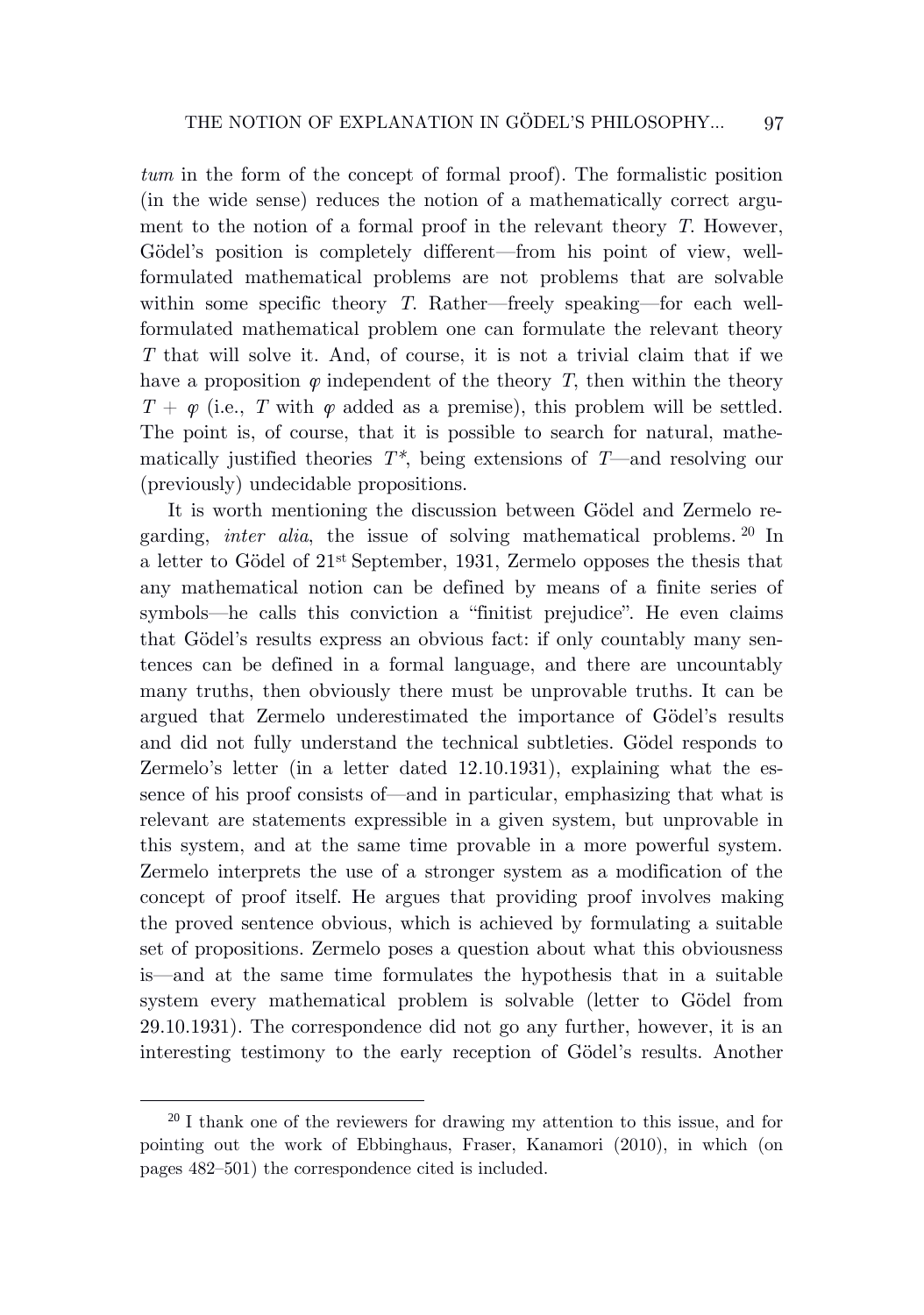*tum* in the form of the concept of formal proof). The formalistic position (in the wide sense) reduces the notion of a mathematically correct argument to the notion of a formal proof in the relevant theory $T$. However, Gödel's position is completely different—from his point of view, well-formulated mathematical problems are not problems that are solvable within some specific theory $T$. Rather—freely speaking—for each well-formulated mathematical problem one can formulate the relevant theory $T$ that will solve it. And, of course, it is not a trivial claim that if we have a proposition $\varphi$ independent of the theory $T$, then within the theory $T + \varphi$ (i.e., $T$ with $\varphi$ added as a premise), this problem will be settled. The point is, of course, that it is possible to search for natural, mathematically justified theories $T^*$, being extensions of $T$—and resolving our (previously) undecidable propositions.

It is worth mentioning the discussion between Gödel and Zermelo regarding, *inter alia*, the issue of solving mathematical problems.[20] In a letter to Gödel of 21st September, 1931, Zermelo opposes the thesis that any mathematical notion can be defined by means of a finite series of symbols—he calls this conviction a "finitist prejudice". He even claims that Gödel's results express an obvious fact: if only countably many sentences can be defined in a formal language, and there are uncountably many truths, then obviously there must be unprovable truths. It can be argued that Zermelo underestimated the importance of Gödel's results and did not fully understand the technical subtleties. Gödel responds to Zermelo's letter (in a letter dated 12.10.1931), explaining what the essence of his proof consists of—and in particular, emphasizing that what is relevant are statements expressible in a given system, but unprovable in this system, and at the same time provable in a more powerful system. Zermelo interprets the use of a stronger system as a modification of the concept of proof itself. He argues that providing proof involves making the proved sentence obvious, which is achieved by formulating a suitable set of propositions. Zermelo poses a question about what this obviousness is—and at the same time formulates the hypothesis that in a suitable system every mathematical problem is solvable (letter to Gödel from 29.10.1931). The correspondence did not go any further, however, it is an interesting testimony to the early reception of Gödel's results. Another

---

[20] I thank one of the reviewers for drawing my attention to this issue, and for pointing out the work of Ebbinghaus, Fraser, Kanamori (2010), in which (on pages 482–501) the correspondence cited is included.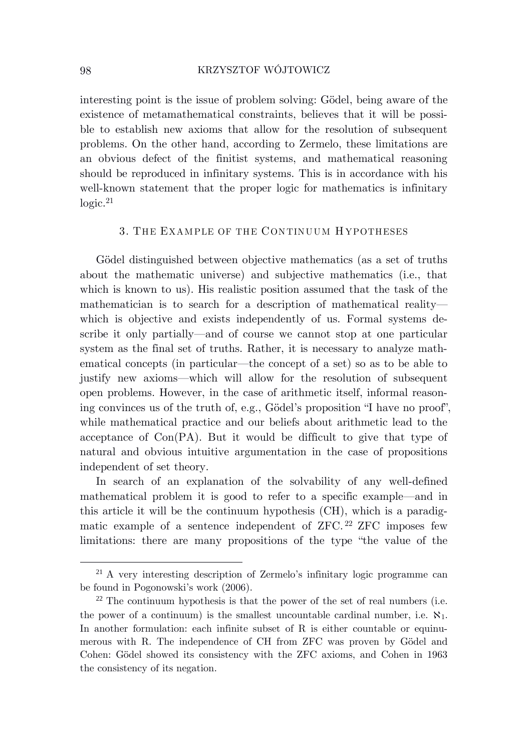interesting point is the issue of problem solving: Gödel, being aware of the existence of metamathematical constraints, believes that it will be possible to establish new axioms that allow for the resolution of subsequent problems. On the other hand, according to Zermelo, these limitations are an obvious defect of the finitist systems, and mathematical reasoning should be reproduced in infinitary systems. This is in accordance with his well-known statement that the proper logic for mathematics is infinitary logic.[21]

## 3. The Example of the Continuum Hypotheses

Gödel distinguished between objective mathematics (as a set of truths about the mathematic universe) and subjective mathematics (i.e., that which is known to us). His realistic position assumed that the task of the mathematician is to search for a description of mathematical reality—which is objective and exists independently of us. Formal systems describe it only partially—and of course we cannot stop at one particular system as the final set of truths. Rather, it is necessary to analyze mathematical concepts (in particular—the concept of a set) so as to be able to justify new axioms—which will allow for the resolution of subsequent open problems. However, in the case of arithmetic itself, informal reasoning convinces us of the truth of, e.g., Gödel's proposition "I have no proof", while mathematical practice and our beliefs about arithmetic lead to the acceptance of Con(PA). But it would be difficult to give that type of natural and obvious intuitive argumentation in the case of propositions independent of set theory.

In search of an explanation of the solvability of any well-defined mathematical problem it is good to refer to a specific example—and in this article it will be the continuum hypothesis (CH), which is a paradigmatic example of a sentence independent of ZFC.[22] ZFC imposes few limitations: there are many propositions of the type "the value of the

---

[21] A very interesting description of Zermelo's infinitary logic programme can be found in Pogonowski's work (2006).

[22] The continuum hypothesis is that the power of the set of real numbers (i.e. the power of a continuum) is the smallest uncountable cardinal number, i.e. $\aleph_1$. In another formulation: each infinite subset of R is either countable or equinumerous with R. The independence of CH from ZFC was proven by Gödel and Cohen: Gödel showed its consistency with the ZFC axioms, and Cohen in 1963 the consistency of its negation.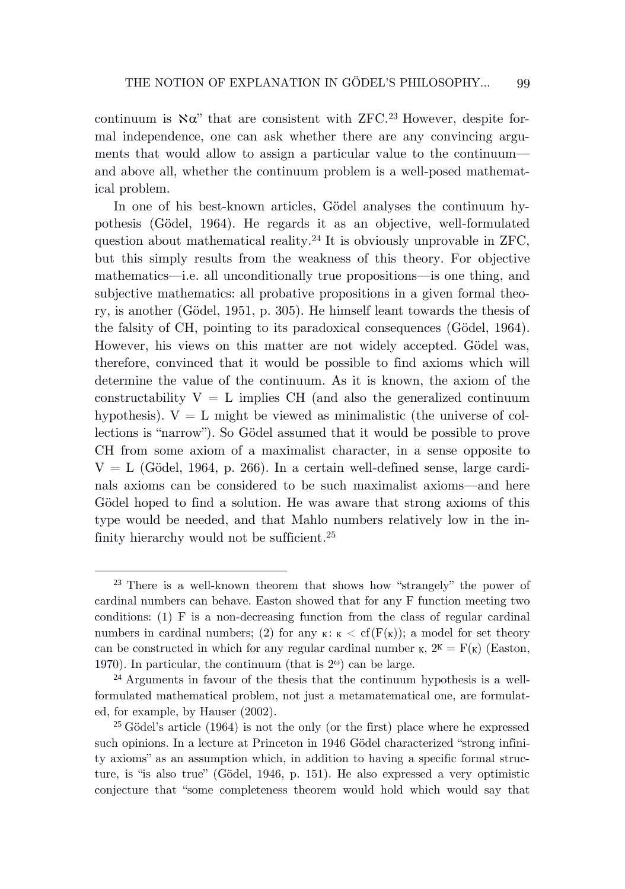continuum is $\aleph\alpha$" that are consistent with ZFC.[23] However, despite formal independence, one can ask whether there are any convincing arguments that would allow to assign a particular value to the continuum—and above all, whether the continuum problem is a well-posed mathematical problem.

In one of his best-known articles, Gödel analyses the continuum hypothesis (Gödel, 1964). He regards it as an objective, well-formulated question about mathematical reality.[24] It is obviously unprovable in ZFC, but this simply results from the weakness of this theory. For objective mathematics—i.e. all unconditionally true propositions—is one thing, and subjective mathematics: all probative propositions in a given formal theory, is another (Gödel, 1951, p. 305). He himself leant towards the thesis of the falsity of CH, pointing to its paradoxical consequences (Gödel, 1964). However, his views on this matter are not widely accepted. Gödel was, therefore, convinced that it would be possible to find axioms which will determine the value of the continuum. As it is known, the axiom of the constructability $V = L$ implies CH (and also the generalized continuum hypothesis). $V = L$ might be viewed as minimalistic (the universe of collections is "narrow"). So Gödel assumed that it would be possible to prove CH from some axiom of a maximalist character, in a sense opposite to $V = L$ (Gödel, 1964, p. 266). In a certain well-defined sense, large cardinals axioms can be considered to be such maximalist axioms—and here Gödel hoped to find a solution. He was aware that strong axioms of this type would be needed, and that Mahlo numbers relatively low in the infinity hierarchy would not be sufficient.[25]

---

[23] There is a well-known theorem that shows how "strangely" the power of cardinal numbers can behave. Easton showed that for any F function meeting two conditions: (1) F is a non-decreasing function from the class of regular cardinal numbers in cardinal numbers; (2) for any $\kappa$: $\kappa < \mathrm{cf}(F(\kappa))$; a model for set theory can be constructed in which for any regular cardinal number $\kappa$, $2^{\kappa} = F(\kappa)$ (Easton, 1970). In particular, the continuum (that is $2^{\omega}$) can be large.

[24] Arguments in favour of the thesis that the continuum hypothesis is a well-formulated mathematical problem, not just a metamatematical one, are formulated, for example, by Hauser (2002).

[25] Gödel's article (1964) is not the only (or the first) place where he expressed such opinions. In a lecture at Princeton in 1946 Gödel characterized "strong infinity axioms" as an assumption which, in addition to having a specific formal structure, is "is also true" (Gödel, 1946, p. 151). He also expressed a very optimistic conjecture that "some completeness theorem would hold which would say that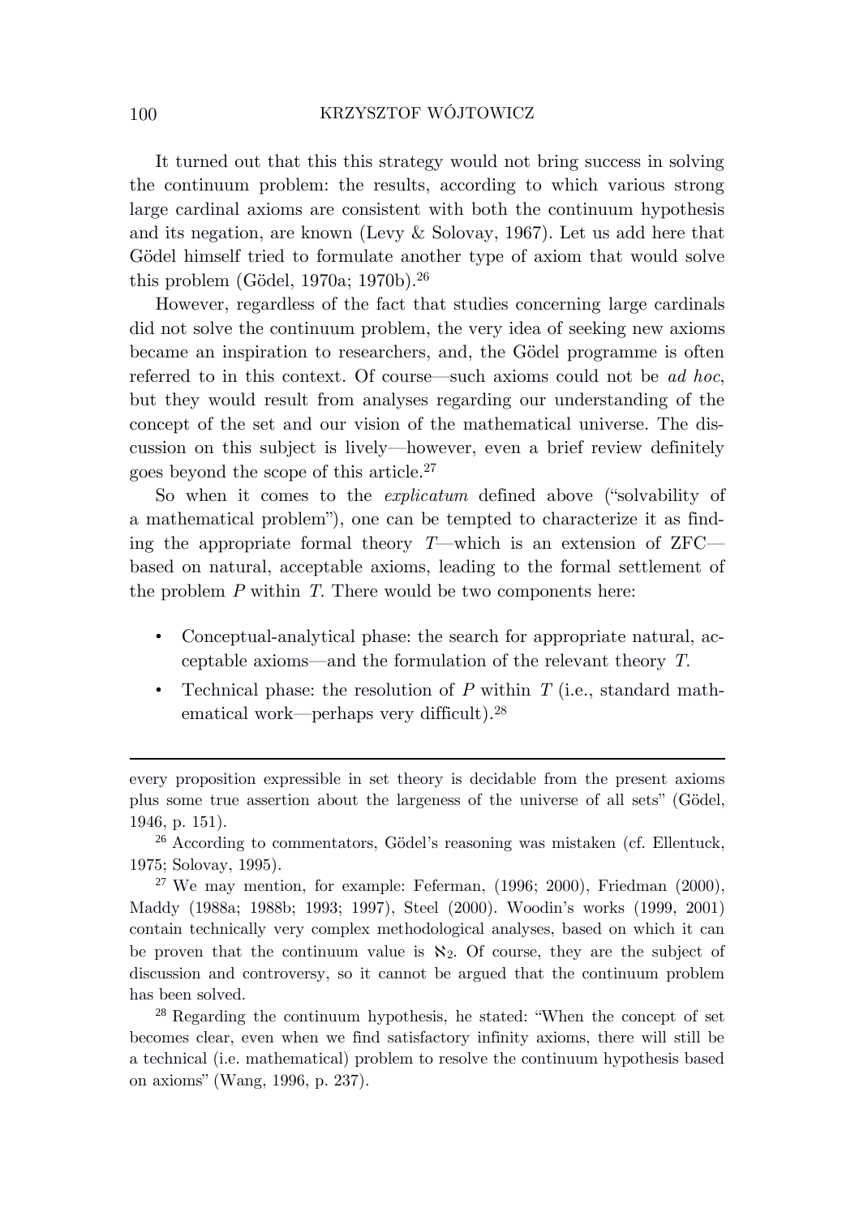It turned out that this this strategy would not bring success in solving the continuum problem: the results, according to which various strong large cardinal axioms are consistent with both the continuum hypothesis and its negation, are known (Levy & Solovay, 1967). Let us add here that Gödel himself tried to formulate another type of axiom that would solve this problem (Gödel, 1970a; 1970b).[26]

However, regardless of the fact that studies concerning large cardinals did not solve the continuum problem, the very idea of seeking new axioms became an inspiration to researchers, and, the Gödel programme is often referred to in this context. Of course—such axioms could not be *ad hoc*, but they would result from analyses regarding our understanding of the concept of the set and our vision of the mathematical universe. The discussion on this subject is lively—however, even a brief review definitely goes beyond the scope of this article.[27]

So when it comes to the *explicatum* defined above ("solvability of a mathematical problem"), one can be tempted to characterize it as finding the appropriate formal theory $T$—which is an extension of ZFC—based on natural, acceptable axioms, leading to the formal settlement of the problem $P$ within $T$. There would be two components here:

- Conceptual-analytical phase: the search for appropriate natural, acceptable axioms—and the formulation of the relevant theory $T$.
- Technical phase: the resolution of $P$ within $T$ (i.e., standard mathematical work—perhaps very difficult).[28]

---

every proposition expressible in set theory is decidable from the present axioms plus some true assertion about the largeness of the universe of all sets" (Gödel, 1946, p. 151).

[26] According to commentators, Gödel's reasoning was mistaken (cf. Ellentuck, 1975; Solovay, 1995).

[27] We may mention, for example: Feferman, (1996; 2000), Friedman (2000), Maddy (1988a; 1988b; 1993; 1997), Steel (2000). Woodin's works (1999, 2001) contain technically very complex methodological analyses, based on which it can be proven that the continuum value is $\aleph_2$. Of course, they are the subject of discussion and controversy, so it cannot be argued that the continuum problem has been solved.

[28] Regarding the continuum hypothesis, he stated: "When the concept of set becomes clear, even when we find satisfactory infinity axioms, there will still be a technical (i.e. mathematical) problem to resolve the continuum hypothesis based on axioms" (Wang, 1996, p. 237).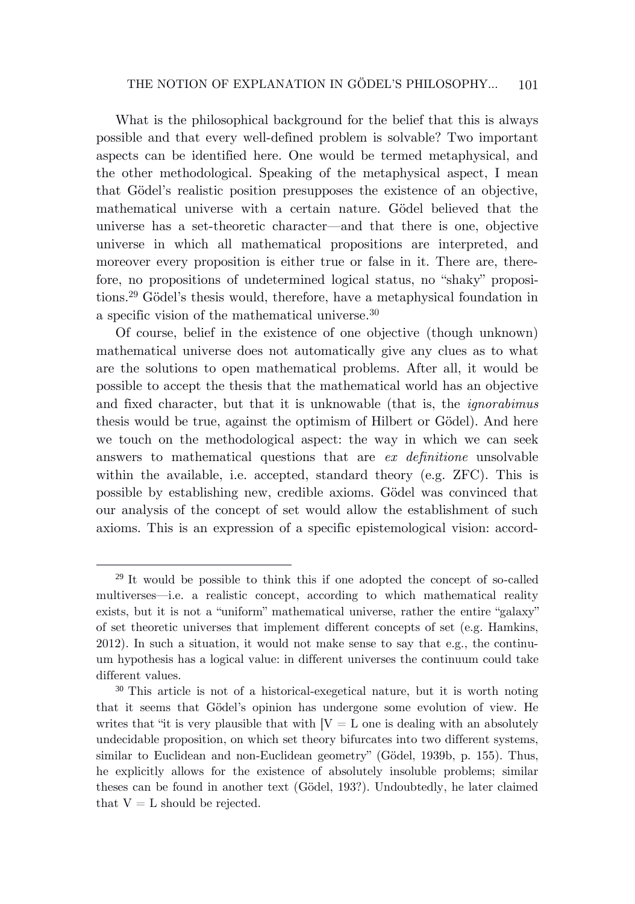What is the philosophical background for the belief that this is always possible and that every well-defined problem is solvable? Two important aspects can be identified here. One would be termed metaphysical, and the other methodological. Speaking of the metaphysical aspect, I mean that Gödel's realistic position presupposes the existence of an objective, mathematical universe with a certain nature. Gödel believed that the universe has a set-theoretic character—and that there is one, objective universe in which all mathematical propositions are interpreted, and moreover every proposition is either true or false in it. There are, therefore, no propositions of undetermined logical status, no "shaky" propositions.[29] Gödel's thesis would, therefore, have a metaphysical foundation in a specific vision of the mathematical universe.[30]

Of course, belief in the existence of one objective (though unknown) mathematical universe does not automatically give any clues as to what are the solutions to open mathematical problems. After all, it would be possible to accept the thesis that the mathematical world has an objective and fixed character, but that it is unknowable (that is, the *ignorabimus* thesis would be true, against the optimism of Hilbert or Gödel). And here we touch on the methodological aspect: the way in which we can seek answers to mathematical questions that are *ex definitione* unsolvable within the available, i.e. accepted, standard theory (e.g. ZFC). This is possible by establishing new, credible axioms. Gödel was convinced that our analysis of the concept of set would allow the establishment of such axioms. This is an expression of a specific epistemological vision: accord-

---

[29] It would be possible to think this if one adopted the concept of so-called multiverses—i.e. a realistic concept, according to which mathematical reality exists, but it is not a "uniform" mathematical universe, rather the entire "galaxy" of set theoretic universes that implement different concepts of set (e.g. Hamkins, 2012). In such a situation, it would not make sense to say that e.g., the continuum hypothesis has a logical value: in different universes the continuum could take different values.

[30] This article is not of a historical-exegetical nature, but it is worth noting that it seems that Gödel's opinion has undergone some evolution of view. He writes that "it is very plausible that with [$V = L$ one is dealing with an absolutely undecidable proposition, on which set theory bifurcates into two different systems, similar to Euclidean and non-Euclidean geometry" (Gödel, 1939b, p. 155). Thus, he explicitly allows for the existence of absolutely insoluble problems; similar theses can be found in another text (Gödel, 193?). Undoubtedly, he later claimed that $V = L$ should be rejected.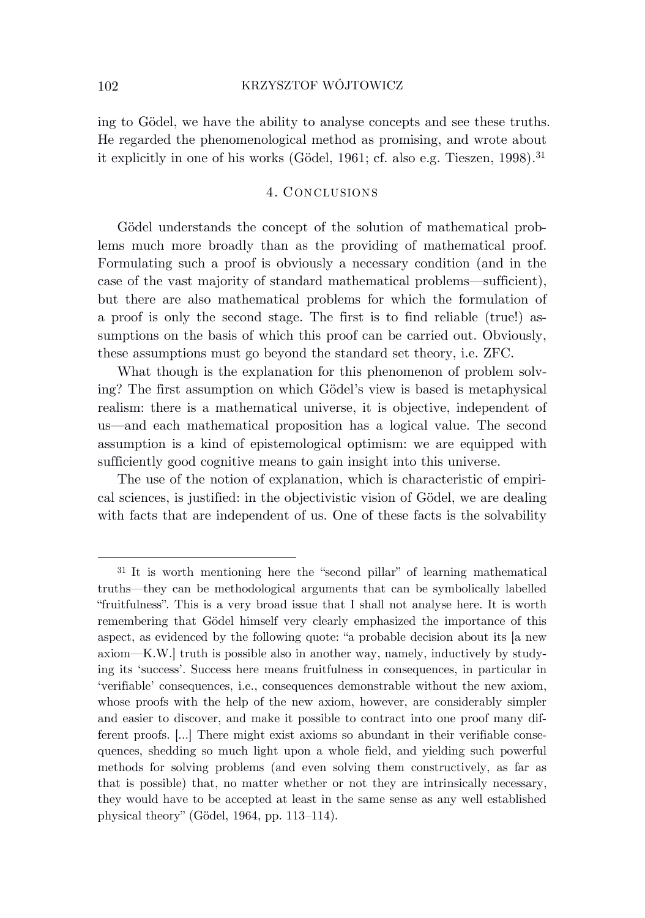ing to Gödel, we have the ability to analyse concepts and see these truths. He regarded the phenomenological method as promising, and wrote about it explicitly in one of his works (Gödel, 1961; cf. also e.g. Tieszen, 1998).[31]

## 4. Conclusions

Gödel understands the concept of the solution of mathematical problems much more broadly than as the providing of mathematical proof. Formulating such a proof is obviously a necessary condition (and in the case of the vast majority of standard mathematical problems—sufficient), but there are also mathematical problems for which the formulation of a proof is only the second stage. The first is to find reliable (true!) assumptions on the basis of which this proof can be carried out. Obviously, these assumptions must go beyond the standard set theory, i.e. ZFC.

What though is the explanation for this phenomenon of problem solving? The first assumption on which Gödel's view is based is metaphysical realism: there is a mathematical universe, it is objective, independent of us—and each mathematical proposition has a logical value. The second assumption is a kind of epistemological optimism: we are equipped with sufficiently good cognitive means to gain insight into this universe.

The use of the notion of explanation, which is characteristic of empirical sciences, is justified: in the objectivistic vision of Gödel, we are dealing with facts that are independent of us. One of these facts is the solvability

---

[31] It is worth mentioning here the "second pillar" of learning mathematical truths—they can be methodological arguments that can be symbolically labelled "fruitfulness". This is a very broad issue that I shall not analyse here. It is worth remembering that Gödel himself very clearly emphasized the importance of this aspect, as evidenced by the following quote: "a probable decision about its [a new axiom—K.W.] truth is possible also in another way, namely, inductively by studying its 'success'. Success here means fruitfulness in consequences, in particular in 'verifiable' consequences, i.e., consequences demonstrable without the new axiom, whose proofs with the help of the new axiom, however, are considerably simpler and easier to discover, and make it possible to contract into one proof many different proofs. [...] There might exist axioms so abundant in their verifiable consequences, shedding so much light upon a whole field, and yielding such powerful methods for solving problems (and even solving them constructively, as far as that is possible) that, no matter whether or not they are intrinsically necessary, they would have to be accepted at least in the same sense as any well established physical theory" (Gödel, 1964, pp. 113–114).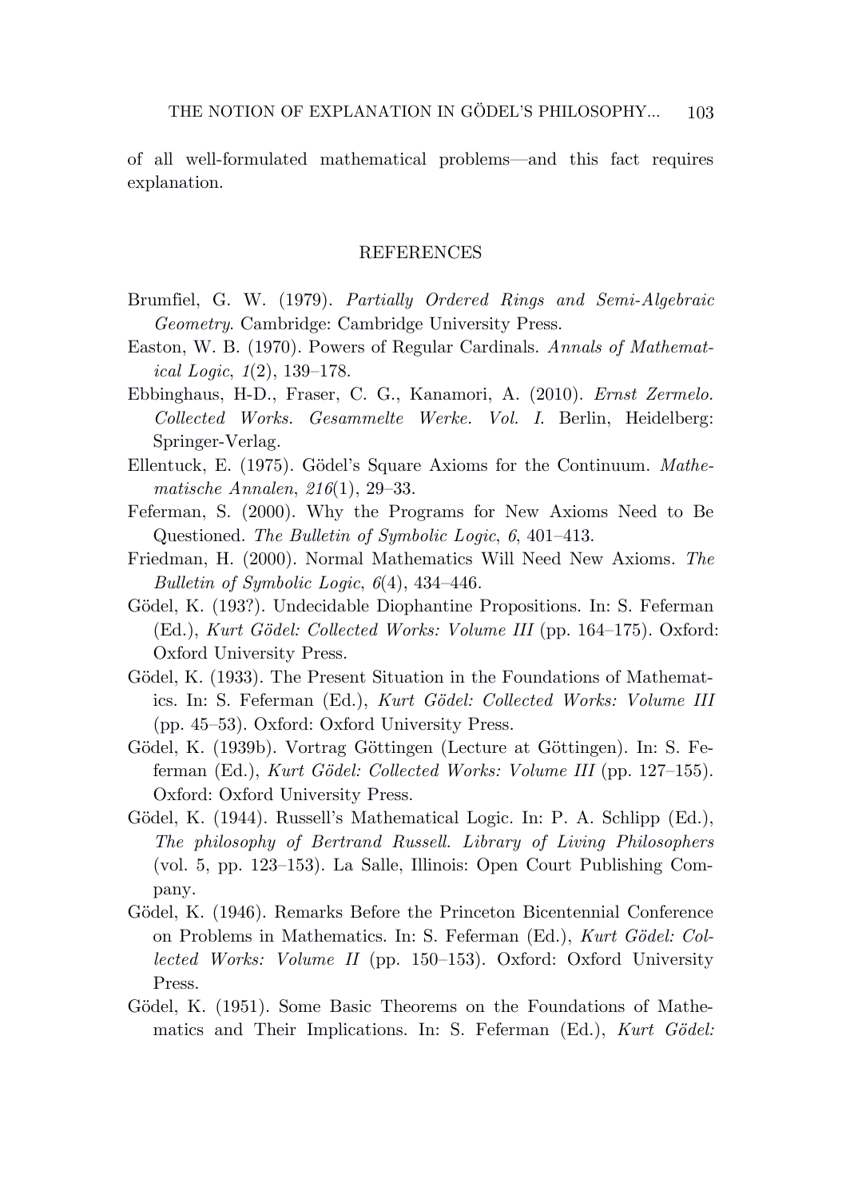of all well-formulated mathematical problems—and this fact requires explanation.

## REFERENCES

Brumfiel, G. W. (1979). *Partially Ordered Rings and Semi-Algebraic Geometry*. Cambridge: Cambridge University Press.

Easton, W. B. (1970). Powers of Regular Cardinals. *Annals of Mathematical Logic*, *1*(2), 139–178.

Ebbinghaus, H-D., Fraser, C. G., Kanamori, A. (2010). *Ernst Zermelo. Collected Works. Gesammelte Werke. Vol. I.* Berlin, Heidelberg: Springer-Verlag.

Ellentuck, E. (1975). Gödel's Square Axioms for the Continuum. *Mathematische Annalen*, *216*(1), 29–33.

Feferman, S. (2000). Why the Programs for New Axioms Need to Be Questioned. *The Bulletin of Symbolic Logic*, *6*, 401–413.

Friedman, H. (2000). Normal Mathematics Will Need New Axioms. *The Bulletin of Symbolic Logic*, *6*(4), 434–446.

Gödel, K. (193?). Undecidable Diophantine Propositions. In: S. Feferman (Ed.), *Kurt Gödel: Collected Works: Volume III* (pp. 164–175). Oxford: Oxford University Press.

Gödel, K. (1933). The Present Situation in the Foundations of Mathematics. In: S. Feferman (Ed.), *Kurt Gödel: Collected Works: Volume III* (pp. 45–53). Oxford: Oxford University Press.

Gödel, K. (1939b). Vortrag Göttingen (Lecture at Göttingen). In: S. Feferman (Ed.), *Kurt Gödel: Collected Works: Volume III* (pp. 127–155). Oxford: Oxford University Press.

Gödel, K. (1944). Russell's Mathematical Logic. In: P. A. Schlipp (Ed.), *The philosophy of Bertrand Russell. Library of Living Philosophers* (vol. 5, pp. 123–153). La Salle, Illinois: Open Court Publishing Company.

Gödel, K. (1946). Remarks Before the Princeton Bicentennial Conference on Problems in Mathematics. In: S. Feferman (Ed.), *Kurt Gödel: Collected Works: Volume II* (pp. 150–153). Oxford: Oxford University Press.

Gödel, K. (1951). Some Basic Theorems on the Foundations of Mathematics and Their Implications. In: S. Feferman (Ed.), *Kurt Gödel:*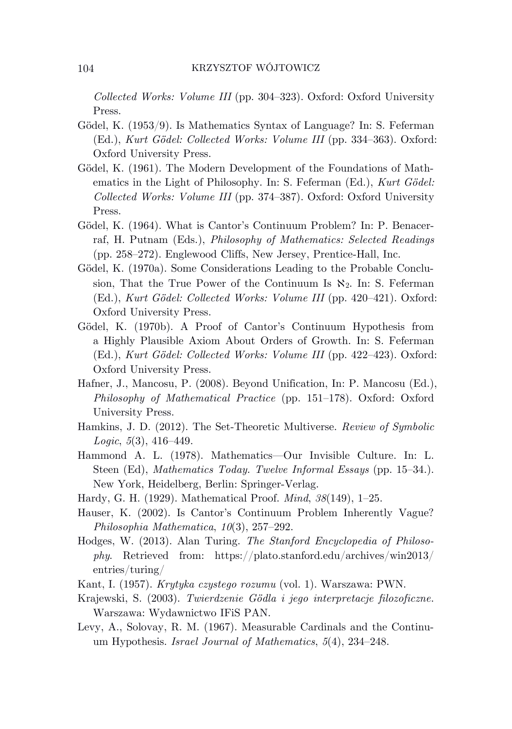*Collected Works: Volume III* (pp. 304–323). Oxford: Oxford University Press.

Gödel, K. (1953/9). Is Mathematics Syntax of Language? In: S. Feferman (Ed.), *Kurt Gödel: Collected Works: Volume III* (pp. 334–363). Oxford: Oxford University Press.

Gödel, K. (1961). The Modern Development of the Foundations of Mathematics in the Light of Philosophy. In: S. Feferman (Ed.), *Kurt Gödel: Collected Works: Volume III* (pp. 374–387). Oxford: Oxford University Press.

Gödel, K. (1964). What is Cantor's Continuum Problem? In: P. Benacerraf, H. Putnam (Eds.), *Philosophy of Mathematics: Selected Readings* (pp. 258–272). Englewood Cliffs, New Jersey, Prentice-Hall, Inc.

Gödel, K. (1970a). Some Considerations Leading to the Probable Conclusion, That the True Power of the Continuum Is $\aleph_2$. In: S. Feferman (Ed.), *Kurt Gödel: Collected Works: Volume III* (pp. 420–421). Oxford: Oxford University Press.

Gödel, K. (1970b). A Proof of Cantor's Continuum Hypothesis from a Highly Plausible Axiom About Orders of Growth. In: S. Feferman (Ed.), *Kurt Gödel: Collected Works: Volume III* (pp. 422–423). Oxford: Oxford University Press.

Hafner, J., Mancosu, P. (2008). Beyond Unification, In: P. Mancosu (Ed.), *Philosophy of Mathematical Practice* (pp. 151–178). Oxford: Oxford University Press.

Hamkins, J. D. (2012). The Set-Theoretic Multiverse. *Review of Symbolic Logic*, *5*(3), 416–449.

Hammond A. L. (1978). Mathematics—Our Invisible Culture. In: L. Steen (Ed), *Mathematics Today. Twelve Informal Essays* (pp. 15–34.). New York, Heidelberg, Berlin: Springer-Verlag.

Hardy, G. H. (1929). Mathematical Proof. *Mind*, *38*(149), 1–25.

Hauser, K. (2002). Is Cantor's Continuum Problem Inherently Vague? *Philosophia Mathematica*, *10*(3), 257–292.

Hodges, W. (2013). Alan Turing. *The Stanford Encyclopedia of Philosophy*. Retrieved from: https://plato.stanford.edu/archives/win2013/entries/turing/

Kant, I. (1957). *Krytyka czystego rozumu* (vol. 1). Warszawa: PWN.

Krajewski, S. (2003). *Twierdzenie Gödla i jego interpretacje filozoficzne*. Warszawa: Wydawnictwo IFiS PAN.

Levy, A., Solovay, R. M. (1967). Measurable Cardinals and the Continuum Hypothesis. *Israel Journal of Mathematics*, *5*(4), 234–248.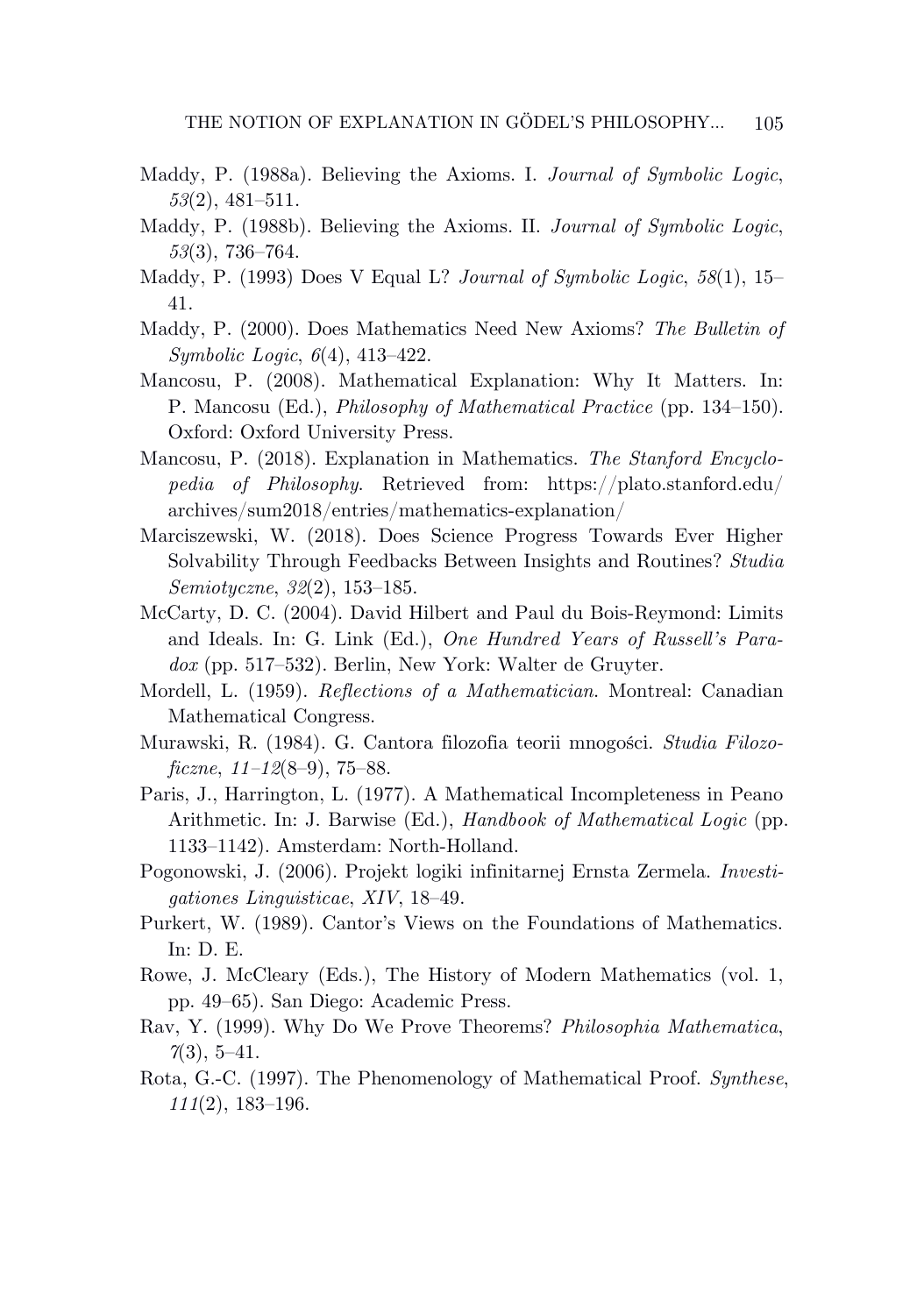Maddy, P. (1988a). Believing the Axioms. I. *Journal of Symbolic Logic*, *53*(2), 481–511.

Maddy, P. (1988b). Believing the Axioms. II. *Journal of Symbolic Logic*, *53*(3), 736–764.

Maddy, P. (1993) Does V Equal L? *Journal of Symbolic Logic*, *58*(1), 15–41.

Maddy, P. (2000). Does Mathematics Need New Axioms? *The Bulletin of Symbolic Logic*, *6*(4), 413–422.

Mancosu, P. (2008). Mathematical Explanation: Why It Matters. In: P. Mancosu (Ed.), *Philosophy of Mathematical Practice* (pp. 134–150). Oxford: Oxford University Press.

Mancosu, P. (2018). Explanation in Mathematics. *The Stanford Encyclopedia of Philosophy*. Retrieved from: https://plato.stanford.edu/archives/sum2018/entries/mathematics-explanation/

Marciszewski, W. (2018). Does Science Progress Towards Ever Higher Solvability Through Feedbacks Between Insights and Routines? *Studia Semiotyczne*, *32*(2), 153–185.

McCarty, D. C. (2004). David Hilbert and Paul du Bois-Reymond: Limits and Ideals. In: G. Link (Ed.), *One Hundred Years of Russell's Paradox* (pp. 517–532). Berlin, New York: Walter de Gruyter.

Mordell, L. (1959). *Reflections of a Mathematician*. Montreal: Canadian Mathematical Congress.

Murawski, R. (1984). G. Cantora filozofia teorii mnogości. *Studia Filozoficzne*, *11–12*(8–9), 75–88.

Paris, J., Harrington, L. (1977). A Mathematical Incompleteness in Peano Arithmetic. In: J. Barwise (Ed.), *Handbook of Mathematical Logic* (pp. 1133–1142). Amsterdam: North-Holland.

Pogonowski, J. (2006). Projekt logiki infinitarnej Ernsta Zermela. *Investigationes Linguisticae*, *XIV*, 18–49.

Purkert, W. (1989). Cantor's Views on the Foundations of Mathematics. In: D. E.

Rowe, J. McCleary (Eds.), The History of Modern Mathematics (vol. 1, pp. 49–65). San Diego: Academic Press.

Rav, Y. (1999). Why Do We Prove Theorems? *Philosophia Mathematica*, *7*(3), 5–41.

Rota, G.-C. (1997). The Phenomenology of Mathematical Proof. *Synthese*, *111*(2), 183–196.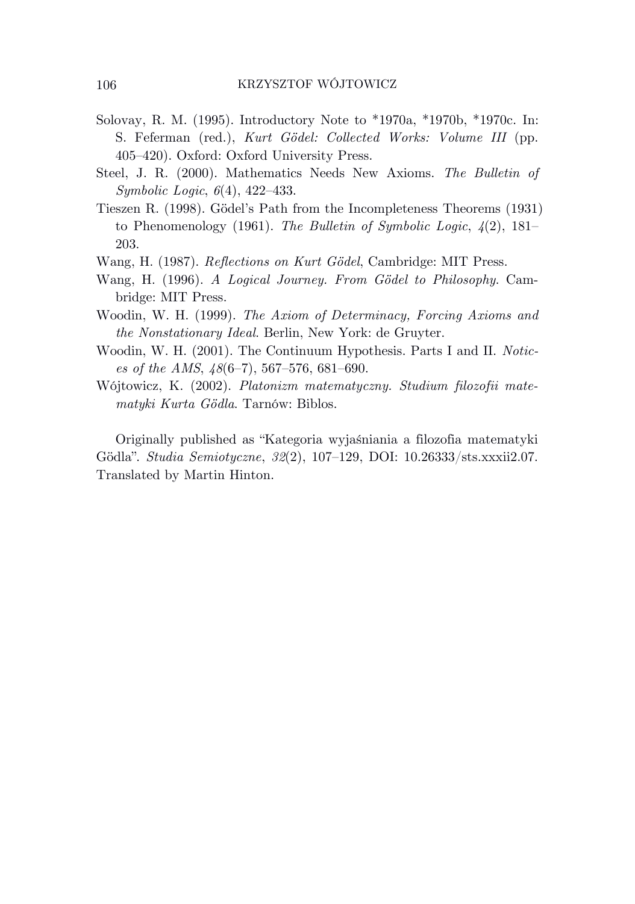Solovay, R. M. (1995). Introductory Note to *1970a, *1970b, *1970c. In: S. Feferman (red.), *Kurt Gödel: Collected Works: Volume III* (pp. 405–420). Oxford: Oxford University Press.

Steel, J. R. (2000). Mathematics Needs New Axioms. *The Bulletin of Symbolic Logic*, *6*(4), 422–433.

Tieszen R. (1998). Gödel's Path from the Incompleteness Theorems (1931) to Phenomenology (1961). *The Bulletin of Symbolic Logic*, *4*(2), 181–203.

Wang, H. (1987). *Reflections on Kurt Gödel*, Cambridge: MIT Press.

Wang, H. (1996). *A Logical Journey. From Gödel to Philosophy*. Cambridge: MIT Press.

Woodin, W. H. (1999). *The Axiom of Determinacy, Forcing Axioms and the Nonstationary Ideal*. Berlin, New York: de Gruyter.

Woodin, W. H. (2001). The Continuum Hypothesis. Parts I and II. *Notices of the AMS*, *48*(6–7), 567–576, 681–690.

Wójtowicz, K. (2002). *Platonizm matematyczny. Studium filozofii matematyki Kurta Gödla*. Tarnów: Biblos.

Originally published as "Kategoria wyjaśniania a filozofia matematyki Gödla". *Studia Semiotyczne*, *32*(2), 107–129, DOI: 10.26333/sts.xxxii2.07. Translated by Martin Hinton.